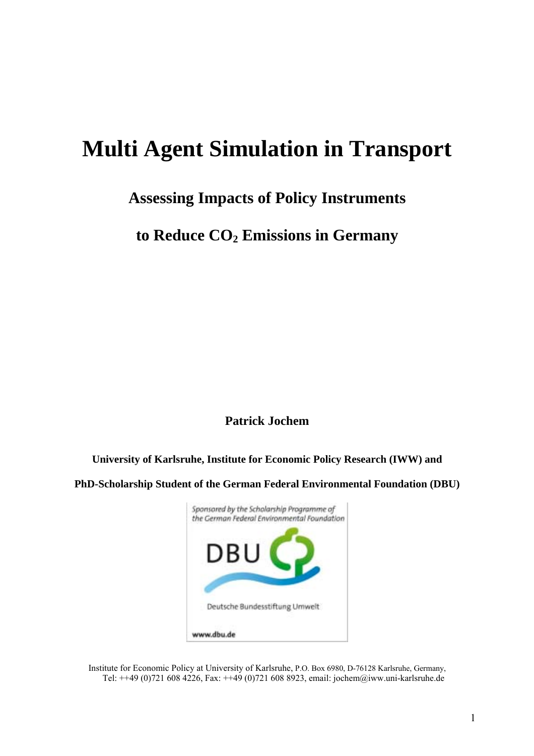# Multi Agent Simulation in Transport

## Assessing Impacts of Policy Instruments

## to Reduce $CO_2$ Emissions in Germany

**Patrick Jochem**

**University of Karlsruhe, Institute for Economic Policy Research (IWW) and**

**PhD-Scholarship Student of the German Federal Environmental Foundation (DBU)**

Sponsored by the Scholarship Programme of the German Federal Environmental Foundation

DBU

Deutsche Bundesstiftung Umwelt

www.dbu.de

Institute for Economic Policy at University of Karlsruhe, P.O. Box 6980, D-76128 Karlsruhe, Germany, Tel: ++49 (0)721 608 4226, Fax: ++49 (0)721 608 8923, email: jochem@iww.uni-karlsruhe.de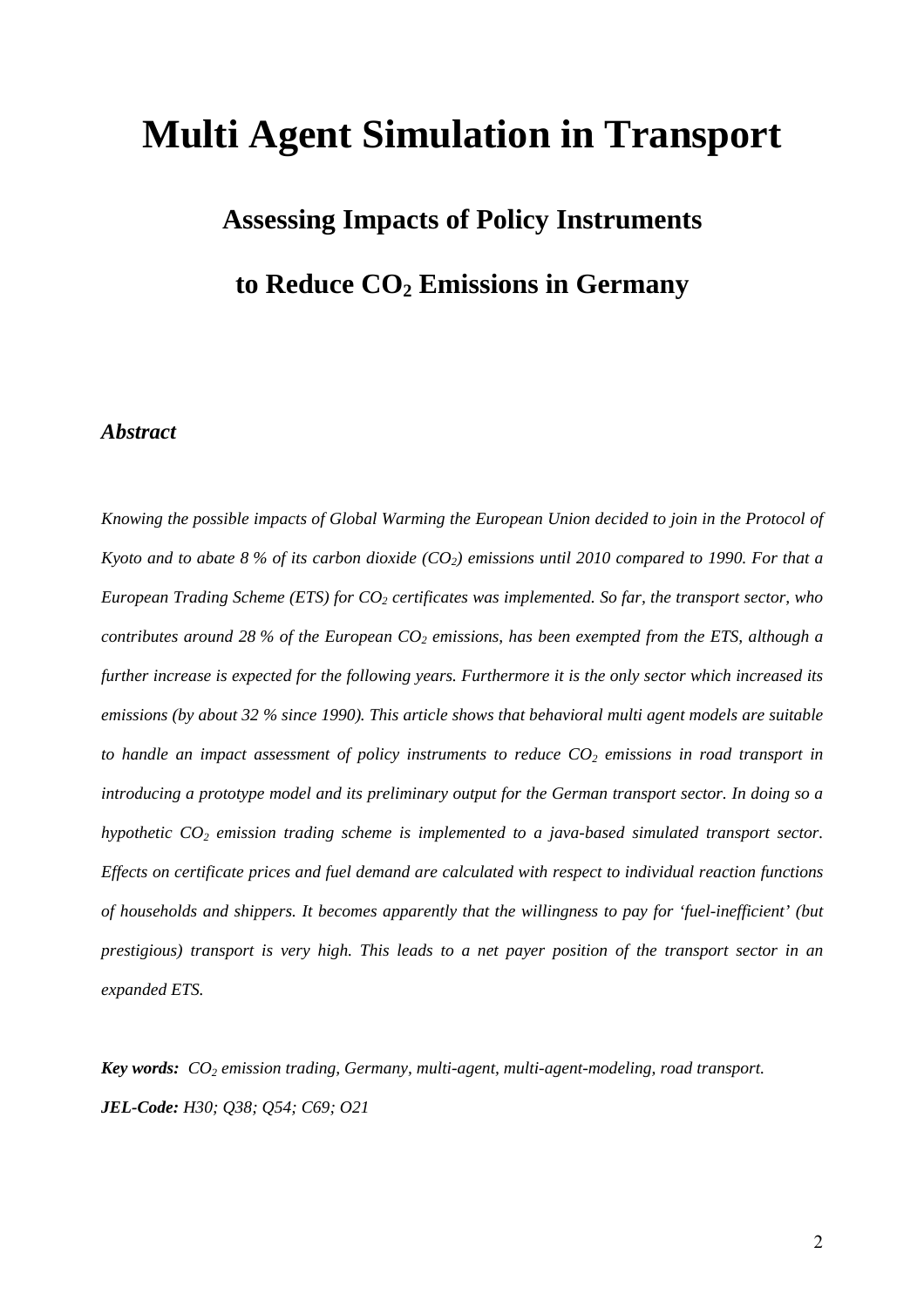# Multi Agent Simulation in Transport

## Assessing Impacts of Policy Instruments

## to Reduce $CO_2$ Emissions in Germany

### *Abstract*

*Knowing the possible impacts of Global Warming the European Union decided to join in the Protocol of Kyoto and to abate 8 % of its carbon dioxide ($CO_2$) emissions until 2010 compared to 1990. For that a European Trading Scheme (ETS) for $CO_2$ certificates was implemented. So far, the transport sector, who contributes around 28 % of the European $CO_2$ emissions, has been exempted from the ETS, although a further increase is expected for the following years. Furthermore it is the only sector which increased its emissions (by about 32 % since 1990). This article shows that behavioral multi agent models are suitable to handle an impact assessment of policy instruments to reduce $CO_2$ emissions in road transport in introducing a prototype model and its preliminary output for the German transport sector. In doing so a hypothetic $CO_2$ emission trading scheme is implemented to a java-based simulated transport sector. Effects on certificate prices and fuel demand are calculated with respect to individual reaction functions of households and shippers. It becomes apparently that the willingness to pay for 'fuel-inefficient' (but prestigious) transport is very high. This leads to a net payer position of the transport sector in an expanded ETS.*

***Key words:*** *$CO_2$ emission trading, Germany, multi-agent, multi-agent-modeling, road transport.*

***JEL-Code:*** *H30; Q38; Q54; C69; O21*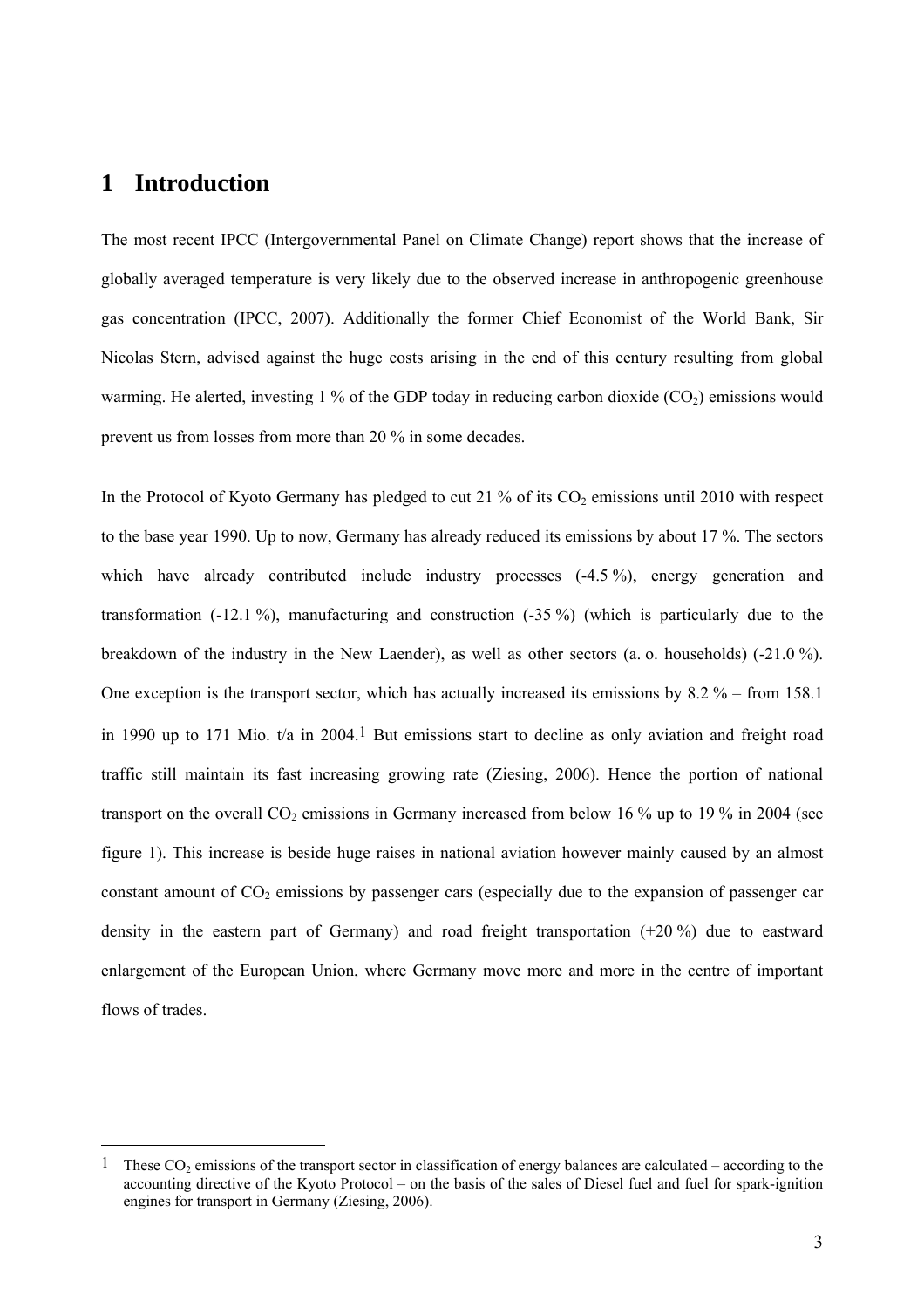# 1 Introduction

The most recent IPCC (Intergovernmental Panel on Climate Change) report shows that the increase of globally averaged temperature is very likely due to the observed increase in anthropogenic greenhouse gas concentration (IPCC, 2007). Additionally the former Chief Economist of the World Bank, Sir Nicolas Stern, advised against the huge costs arising in the end of this century resulting from global warming. He alerted, investing 1 % of the GDP today in reducing carbon dioxide ($CO_2$) emissions would prevent us from losses from more than 20 % in some decades.

In the Protocol of Kyoto Germany has pledged to cut 21 % of its $CO_2$ emissions until 2010 with respect to the base year 1990. Up to now, Germany has already reduced its emissions by about 17 %. The sectors which have already contributed include industry processes (-4.5 %), energy generation and transformation (-12.1 %), manufacturing and construction (-35 %) (which is particularly due to the breakdown of the industry in the New Laender), as well as other sectors (a. o. households) (-21.0 %). One exception is the transport sector, which has actually increased its emissions by 8.2 % – from 158.1 in 1990 up to 171 Mio. t/a in 2004.[1] But emissions start to decline as only aviation and freight road traffic still maintain its fast increasing growing rate (Ziesing, 2006). Hence the portion of national transport on the overall $CO_2$ emissions in Germany increased from below 16 % up to 19 % in 2004 (see figure 1). This increase is beside huge raises in national aviation however mainly caused by an almost constant amount of $CO_2$ emissions by passenger cars (especially due to the expansion of passenger car density in the eastern part of Germany) and road freight transportation (+20 %) due to eastward enlargement of the European Union, where Germany move more and more in the centre of important flows of trades.

---

[1] These $CO_2$ emissions of the transport sector in classification of energy balances are calculated – according to the accounting directive of the Kyoto Protocol – on the basis of the sales of Diesel fuel and fuel for spark-ignition engines for transport in Germany (Ziesing, 2006).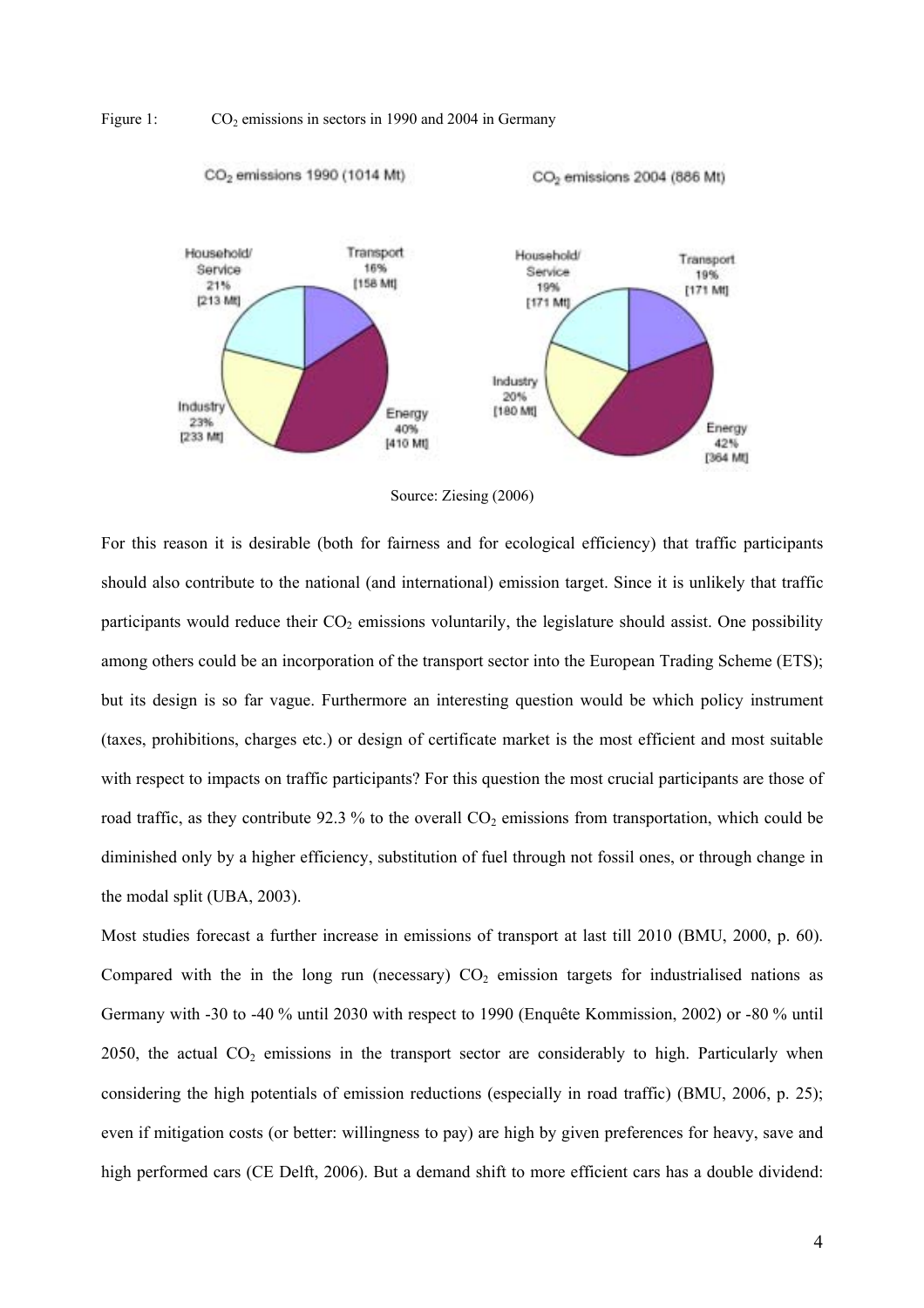Figure 1: $CO_2$ emissions in sectors in 1990 and 2004 in Germany

Source: Ziesing (2006)

For this reason it is desirable (both for fairness and for ecological efficiency) that traffic participants should also contribute to the national (and international) emission target. Since it is unlikely that traffic participants would reduce their $CO_2$ emissions voluntarily, the legislature should assist. One possibility among others could be an incorporation of the transport sector into the European Trading Scheme (ETS); but its design is so far vague. Furthermore an interesting question would be which policy instrument (taxes, prohibitions, charges etc.) or design of certificate market is the most efficient and most suitable with respect to impacts on traffic participants? For this question the most crucial participants are those of road traffic, as they contribute 92.3 % to the overall $CO_2$ emissions from transportation, which could be diminished only by a higher efficiency, substitution of fuel through not fossil ones, or through change in the modal split (UBA, 2003).

Most studies forecast a further increase in emissions of transport at last till 2010 (BMU, 2000, p. 60). Compared with the in the long run (necessary) $CO_2$ emission targets for industrialised nations as Germany with -30 to -40 % until 2030 with respect to 1990 (Enquête Kommission, 2002) or -80 % until 2050, the actual $CO_2$ emissions in the transport sector are considerably to high. Particularly when considering the high potentials of emission reductions (especially in road traffic) (BMU, 2006, p. 25); even if mitigation costs (or better: willingness to pay) are high by given preferences for heavy, save and high performed cars (CE Delft, 2006). But a demand shift to more efficient cars has a double dividend: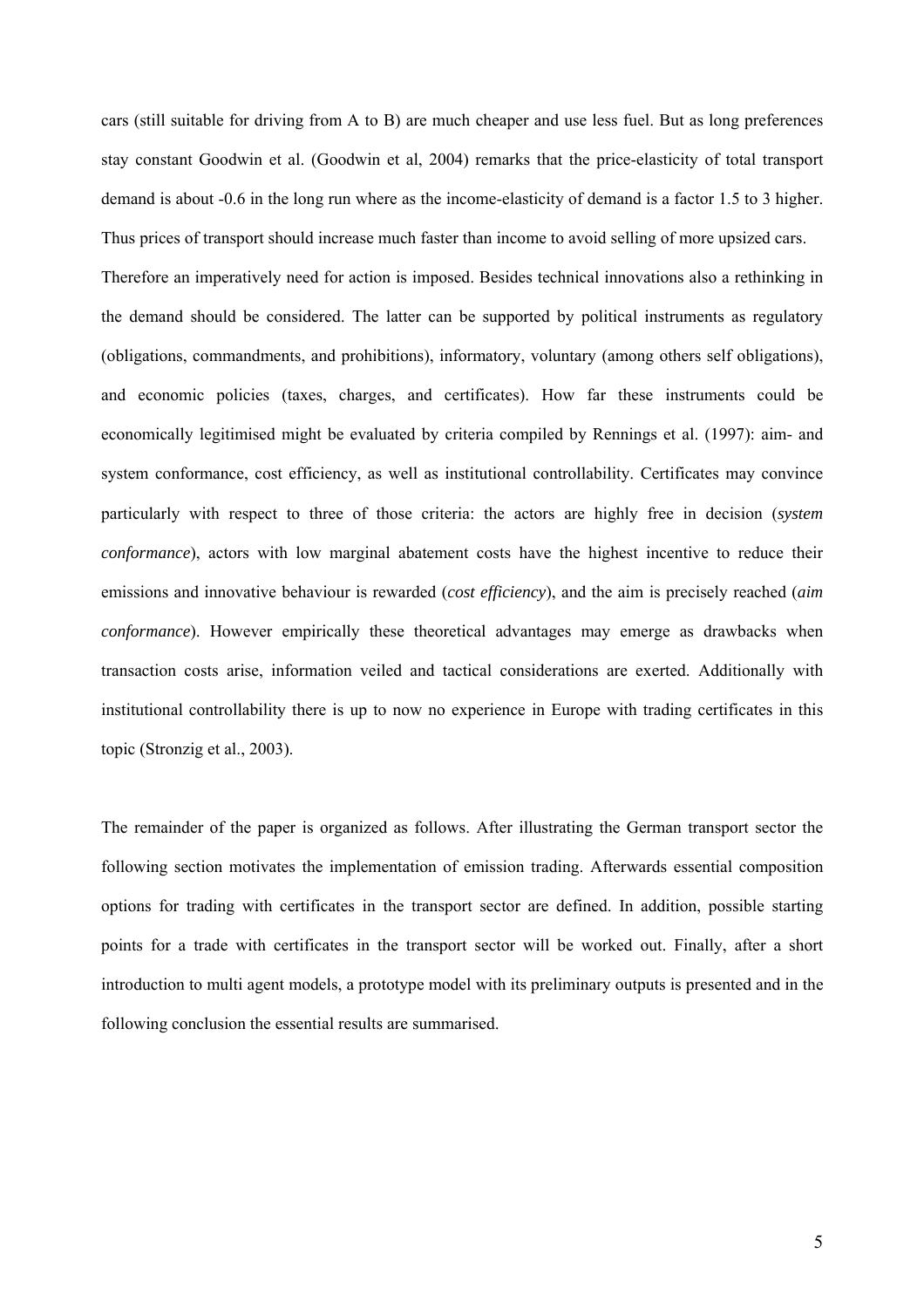cars (still suitable for driving from A to B) are much cheaper and use less fuel. But as long preferences stay constant Goodwin et al. (Goodwin et al, 2004) remarks that the price-elasticity of total transport demand is about -0.6 in the long run where as the income-elasticity of demand is a factor 1.5 to 3 higher. Thus prices of transport should increase much faster than income to avoid selling of more upsized cars.
Therefore an imperatively need for action is imposed. Besides technical innovations also a rethinking in the demand should be considered. The latter can be supported by political instruments as regulatory (obligations, commandments, and prohibitions), informatory, voluntary (among others self obligations), and economic policies (taxes, charges, and certificates). How far these instruments could be economically legitimised might be evaluated by criteria compiled by Rennings et al. (1997): aim- and system conformance, cost efficiency, as well as institutional controllability. Certificates may convince particularly with respect to three of those criteria: the actors are highly free in decision (*system conformance*), actors with low marginal abatement costs have the highest incentive to reduce their emissions and innovative behaviour is rewarded (*cost efficiency*), and the aim is precisely reached (*aim conformance*). However empirically these theoretical advantages may emerge as drawbacks when transaction costs arise, information veiled and tactical considerations are exerted. Additionally with institutional controllability there is up to now no experience in Europe with trading certificates in this topic (Stronzig et al., 2003).

The remainder of the paper is organized as follows. After illustrating the German transport sector the following section motivates the implementation of emission trading. Afterwards essential composition options for trading with certificates in the transport sector are defined. In addition, possible starting points for a trade with certificates in the transport sector will be worked out. Finally, after a short introduction to multi agent models, a prototype model with its preliminary outputs is presented and in the following conclusion the essential results are summarised.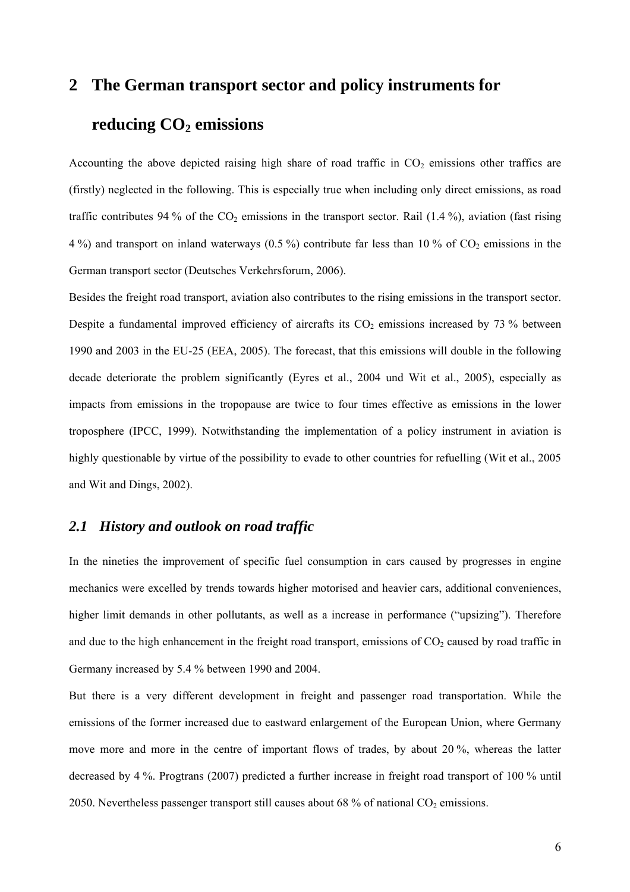# 2 The German transport sector and policy instruments for reducing $CO_2$ emissions

Accounting the above depicted raising high share of road traffic in $CO_2$ emissions other traffics are (firstly) neglected in the following. This is especially true when including only direct emissions, as road traffic contributes 94 % of the $CO_2$ emissions in the transport sector. Rail (1.4 %), aviation (fast rising 4 %) and transport on inland waterways (0.5 %) contribute far less than 10 % of $CO_2$ emissions in the German transport sector (Deutsches Verkehrsforum, 2006).

Besides the freight road transport, aviation also contributes to the rising emissions in the transport sector. Despite a fundamental improved efficiency of aircrafts its $CO_2$ emissions increased by 73 % between 1990 and 2003 in the EU-25 (EEA, 2005). The forecast, that this emissions will double in the following decade deteriorate the problem significantly (Eyres et al., 2004 und Wit et al., 2005), especially as impacts from emissions in the tropopause are twice to four times effective as emissions in the lower troposphere (IPCC, 1999). Notwithstanding the implementation of a policy instrument in aviation is highly questionable by virtue of the possibility to evade to other countries for refuelling (Wit et al., 2005 and Wit and Dings, 2002).

## *2.1 History and outlook on road traffic*

In the nineties the improvement of specific fuel consumption in cars caused by progresses in engine mechanics were excelled by trends towards higher motorised and heavier cars, additional conveniences, higher limit demands in other pollutants, as well as a increase in performance ("upsizing"). Therefore and due to the high enhancement in the freight road transport, emissions of $CO_2$ caused by road traffic in Germany increased by 5.4 % between 1990 and 2004.

But there is a very different development in freight and passenger road transportation. While the emissions of the former increased due to eastward enlargement of the European Union, where Germany move more and more in the centre of important flows of trades, by about 20 %, whereas the latter decreased by 4 %. Progtrans (2007) predicted a further increase in freight road transport of 100 % until 2050. Nevertheless passenger transport still causes about 68 % of national $CO_2$ emissions.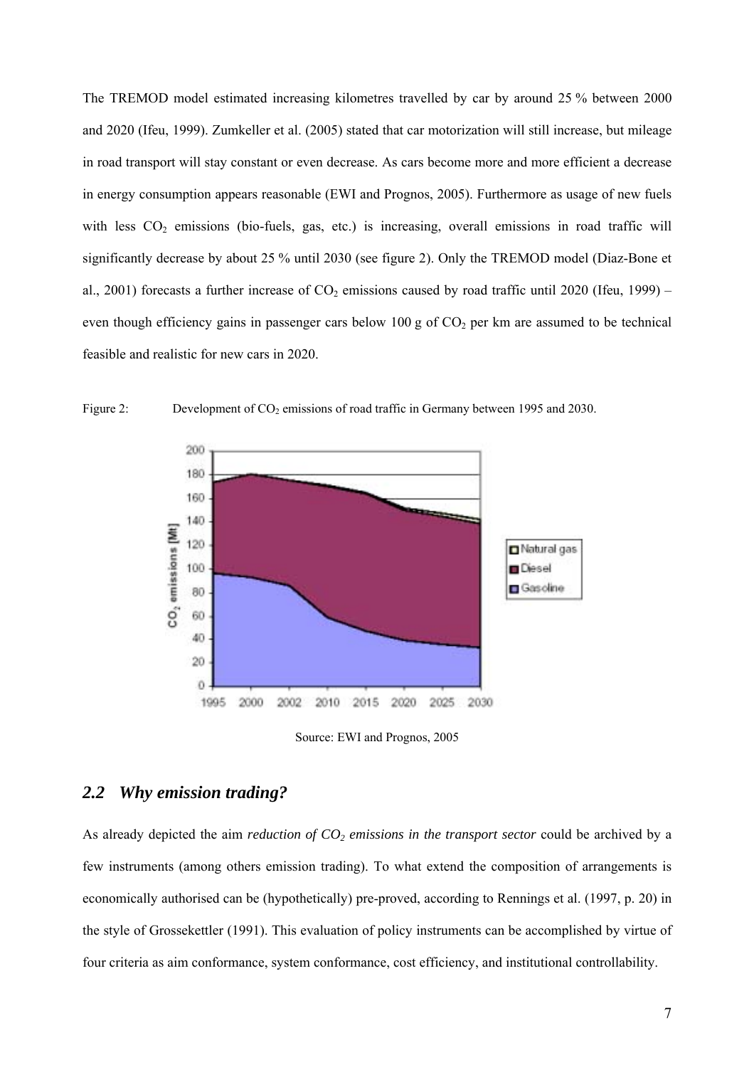The TREMOD model estimated increasing kilometres travelled by car by around 25 % between 2000 and 2020 (Ifeu, 1999). Zumkeller et al. (2005) stated that car motorization will still increase, but mileage in road transport will stay constant or even decrease. As cars become more and more efficient a decrease in energy consumption appears reasonable (EWI and Prognos, 2005). Furthermore as usage of new fuels with less $CO_2$ emissions (bio-fuels, gas, etc.) is increasing, overall emissions in road traffic will significantly decrease by about 25 % until 2030 (see figure 2). Only the TREMOD model (Diaz-Bone et al., 2001) forecasts a further increase of $CO_2$ emissions caused by road traffic until 2020 (Ifeu, 1999) – even though efficiency gains in passenger cars below 100 g of $CO_2$ per km are assumed to be technical feasible and realistic for new cars in 2020.

Figure 2: Development of $CO_2$ emissions of road traffic in Germany between 1995 and 2030.

Source: EWI and Prognos, 2005

## 2.2 *Why emission trading?*

As already depicted the aim *reduction of $CO_2$ emissions in the transport sector* could be archived by a few instruments (among others emission trading). To what extend the composition of arrangements is economically authorised can be (hypothetically) pre-proved, according to Rennings et al. (1997, p. 20) in the style of Grossekettler (1991). This evaluation of policy instruments can be accomplished by virtue of four criteria as aim conformance, system conformance, cost efficiency, and institutional controllability.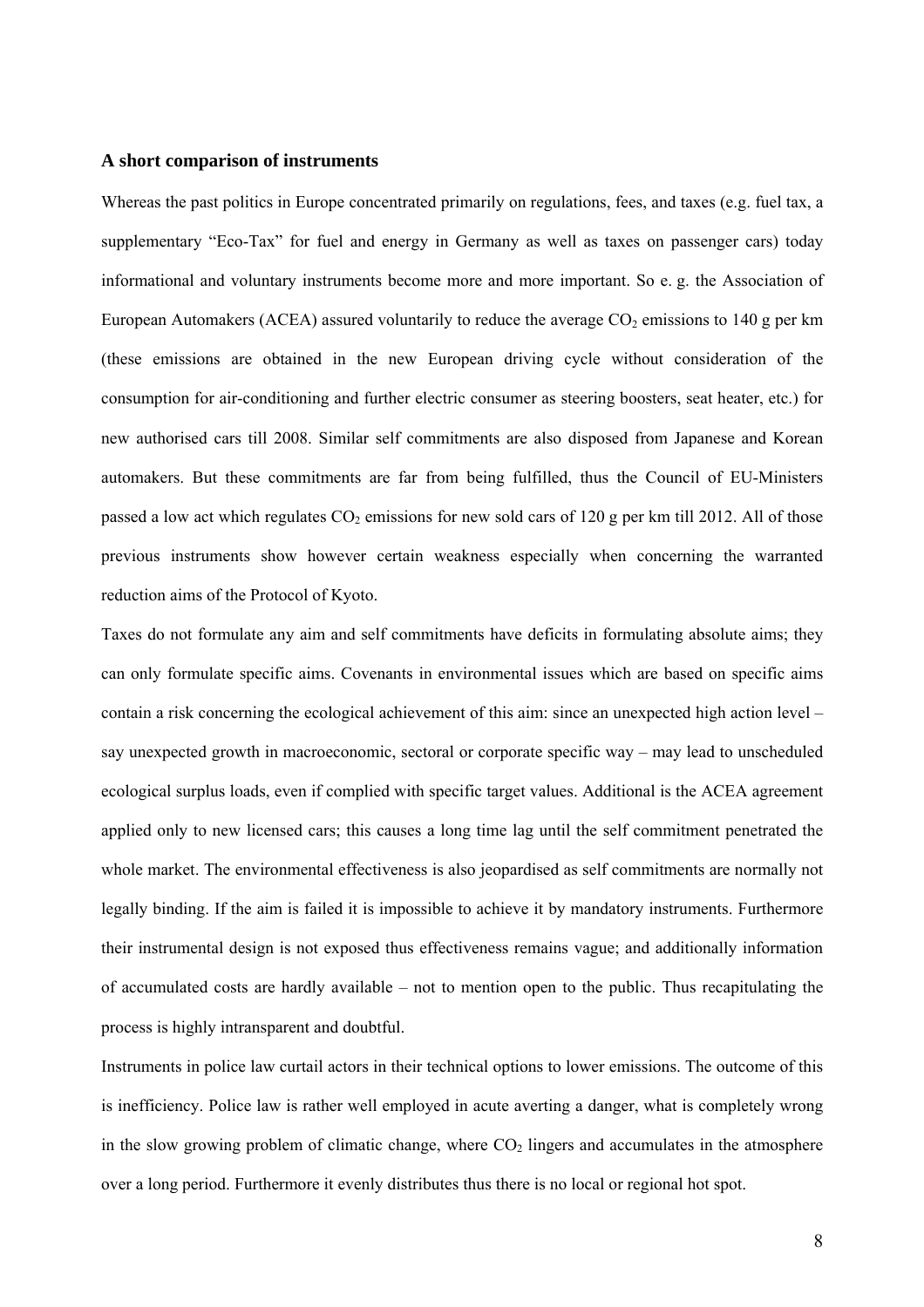### A short comparison of instruments

Whereas the past politics in Europe concentrated primarily on regulations, fees, and taxes (e.g. fuel tax, a supplementary "Eco-Tax" for fuel and energy in Germany as well as taxes on passenger cars) today informational and voluntary instruments become more and more important. So e. g. the Association of European Automakers (ACEA) assured voluntarily to reduce the average $CO_2$ emissions to 140 g per km (these emissions are obtained in the new European driving cycle without consideration of the consumption for air-conditioning and further electric consumer as steering boosters, seat heater, etc.) for new authorised cars till 2008. Similar self commitments are also disposed from Japanese and Korean automakers. But these commitments are far from being fulfilled, thus the Council of EU-Ministers passed a low act which regulates $CO_2$ emissions for new sold cars of 120 g per km till 2012. All of those previous instruments show however certain weakness especially when concerning the warranted reduction aims of the Protocol of Kyoto.

Taxes do not formulate any aim and self commitments have deficits in formulating absolute aims; they can only formulate specific aims. Covenants in environmental issues which are based on specific aims contain a risk concerning the ecological achievement of this aim: since an unexpected high action level – say unexpected growth in macroeconomic, sectoral or corporate specific way – may lead to unscheduled ecological surplus loads, even if complied with specific target values. Additional is the ACEA agreement applied only to new licensed cars; this causes a long time lag until the self commitment penetrated the whole market. The environmental effectiveness is also jeopardised as self commitments are normally not legally binding. If the aim is failed it is impossible to achieve it by mandatory instruments. Furthermore their instrumental design is not exposed thus effectiveness remains vague; and additionally information of accumulated costs are hardly available – not to mention open to the public. Thus recapitulating the process is highly intransparent and doubtful.

Instruments in police law curtail actors in their technical options to lower emissions. The outcome of this is inefficiency. Police law is rather well employed in acute averting a danger, what is completely wrong in the slow growing problem of climatic change, where $CO_2$ lingers and accumulates in the atmosphere over a long period. Furthermore it evenly distributes thus there is no local or regional hot spot.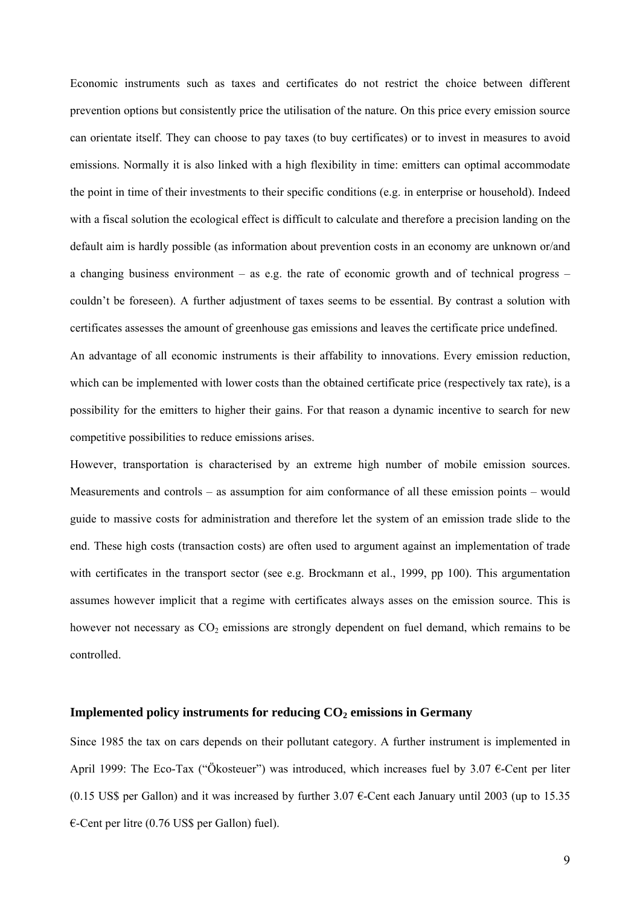Economic instruments such as taxes and certificates do not restrict the choice between different prevention options but consistently price the utilisation of the nature. On this price every emission source can orientate itself. They can choose to pay taxes (to buy certificates) or to invest in measures to avoid emissions. Normally it is also linked with a high flexibility in time: emitters can optimal accommodate the point in time of their investments to their specific conditions (e.g. in enterprise or household). Indeed with a fiscal solution the ecological effect is difficult to calculate and therefore a precision landing on the default aim is hardly possible (as information about prevention costs in an economy are unknown or/and a changing business environment – as e.g. the rate of economic growth and of technical progress – couldn't be foreseen). A further adjustment of taxes seems to be essential. By contrast a solution with certificates assesses the amount of greenhouse gas emissions and leaves the certificate price undefined.

An advantage of all economic instruments is their affability to innovations. Every emission reduction, which can be implemented with lower costs than the obtained certificate price (respectively tax rate), is a possibility for the emitters to higher their gains. For that reason a dynamic incentive to search for new competitive possibilities to reduce emissions arises.

However, transportation is characterised by an extreme high number of mobile emission sources. Measurements and controls – as assumption for aim conformance of all these emission points – would guide to massive costs for administration and therefore let the system of an emission trade slide to the end. These high costs (transaction costs) are often used to argument against an implementation of trade with certificates in the transport sector (see e.g. Brockmann et al., 1999, pp 100). This argumentation assumes however implicit that a regime with certificates always asses on the emission source. This is however not necessary as $CO_2$ emissions are strongly dependent on fuel demand, which remains to be controlled.

### Implemented policy instruments for reducing $CO_2$ emissions in Germany

Since 1985 the tax on cars depends on their pollutant category. A further instrument is implemented in April 1999: The Eco-Tax ("Ökosteuer") was introduced, which increases fuel by 3.07 €-Cent per liter (0.15 US$ per Gallon) and it was increased by further 3.07 €-Cent each January until 2003 (up to 15.35 €-Cent per litre (0.76 US$ per Gallon) fuel).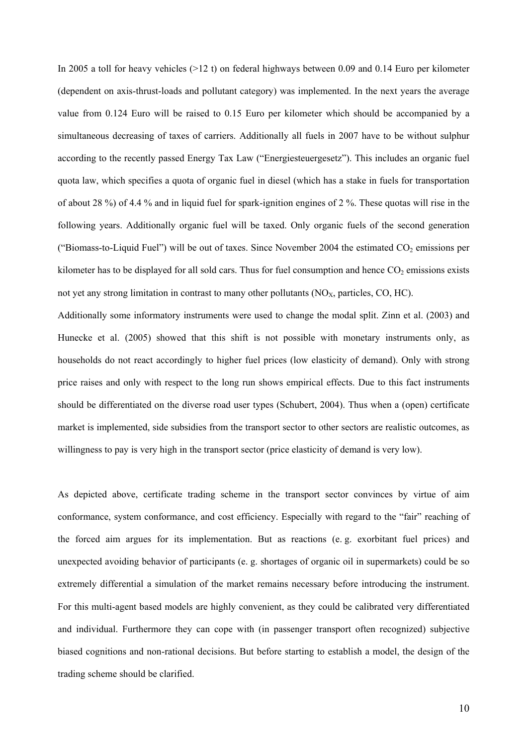In 2005 a toll for heavy vehicles (>12 t) on federal highways between 0.09 and 0.14 Euro per kilometer (dependent on axis-thrust-loads and pollutant category) was implemented. In the next years the average value from 0.124 Euro will be raised to 0.15 Euro per kilometer which should be accompanied by a simultaneous decreasing of taxes of carriers. Additionally all fuels in 2007 have to be without sulphur according to the recently passed Energy Tax Law ("Energiesteuergesetz"). This includes an organic fuel quota law, which specifies a quota of organic fuel in diesel (which has a stake in fuels for transportation of about 28 %) of 4.4 % and in liquid fuel for spark-ignition engines of 2 %. These quotas will rise in the following years. Additionally organic fuel will be taxed. Only organic fuels of the second generation ("Biomass-to-Liquid Fuel") will be out of taxes. Since November 2004 the estimated $CO_2$ emissions per kilometer has to be displayed for all sold cars. Thus for fuel consumption and hence $CO_2$ emissions exists not yet any strong limitation in contrast to many other pollutants ($NO_X$, particles, CO, HC).

Additionally some informatory instruments were used to change the modal split. Zinn et al. (2003) and Hunecke et al. (2005) showed that this shift is not possible with monetary instruments only, as households do not react accordingly to higher fuel prices (low elasticity of demand). Only with strong price raises and only with respect to the long run shows empirical effects. Due to this fact instruments should be differentiated on the diverse road user types (Schubert, 2004). Thus when a (open) certificate market is implemented, side subsidies from the transport sector to other sectors are realistic outcomes, as willingness to pay is very high in the transport sector (price elasticity of demand is very low).

As depicted above, certificate trading scheme in the transport sector convinces by virtue of aim conformance, system conformance, and cost efficiency. Especially with regard to the "fair" reaching of the forced aim argues for its implementation. But as reactions (e. g. exorbitant fuel prices) and unexpected avoiding behavior of participants (e. g. shortages of organic oil in supermarkets) could be so extremely differential a simulation of the market remains necessary before introducing the instrument. For this multi-agent based models are highly convenient, as they could be calibrated very differentiated and individual. Furthermore they can cope with (in passenger transport often recognized) subjective biased cognitions and non-rational decisions. But before starting to establish a model, the design of the trading scheme should be clarified.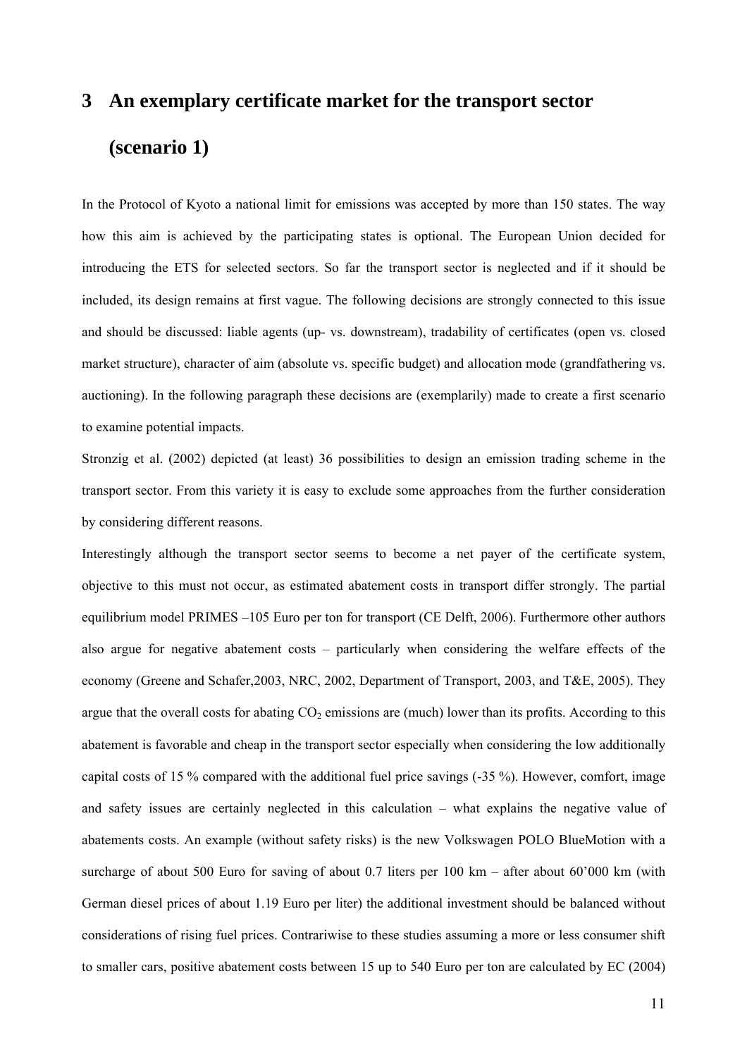# 3 An exemplary certificate market for the transport sector (scenario 1)

In the Protocol of Kyoto a national limit for emissions was accepted by more than 150 states. The way how this aim is achieved by the participating states is optional. The European Union decided for introducing the ETS for selected sectors. So far the transport sector is neglected and if it should be included, its design remains at first vague. The following decisions are strongly connected to this issue and should be discussed: liable agents (up- vs. downstream), tradability of certificates (open vs. closed market structure), character of aim (absolute vs. specific budget) and allocation mode (grandfathering vs. auctioning). In the following paragraph these decisions are (exemplarily) made to create a first scenario to examine potential impacts.

Stronzig et al. (2002) depicted (at least) 36 possibilities to design an emission trading scheme in the transport sector. From this variety it is easy to exclude some approaches from the further consideration by considering different reasons.

Interestingly although the transport sector seems to become a net payer of the certificate system, objective to this must not occur, as estimated abatement costs in transport differ strongly. The partial equilibrium model PRIMES –105 Euro per ton for transport (CE Delft, 2006). Furthermore other authors also argue for negative abatement costs – particularly when considering the welfare effects of the economy (Greene and Schafer,2003, NRC, 2002, Department of Transport, 2003, and T&E, 2005). They argue that the overall costs for abating $CO_2$ emissions are (much) lower than its profits. According to this abatement is favorable and cheap in the transport sector especially when considering the low additionally capital costs of 15 % compared with the additional fuel price savings (-35 %). However, comfort, image and safety issues are certainly neglected in this calculation – what explains the negative value of abatements costs. An example (without safety risks) is the new Volkswagen POLO BlueMotion with a surcharge of about 500 Euro for saving of about 0.7 liters per 100 km – after about 60'000 km (with German diesel prices of about 1.19 Euro per liter) the additional investment should be balanced without considerations of rising fuel prices. Contrariwise to these studies assuming a more or less consumer shift to smaller cars, positive abatement costs between 15 up to 540 Euro per ton are calculated by EC (2004)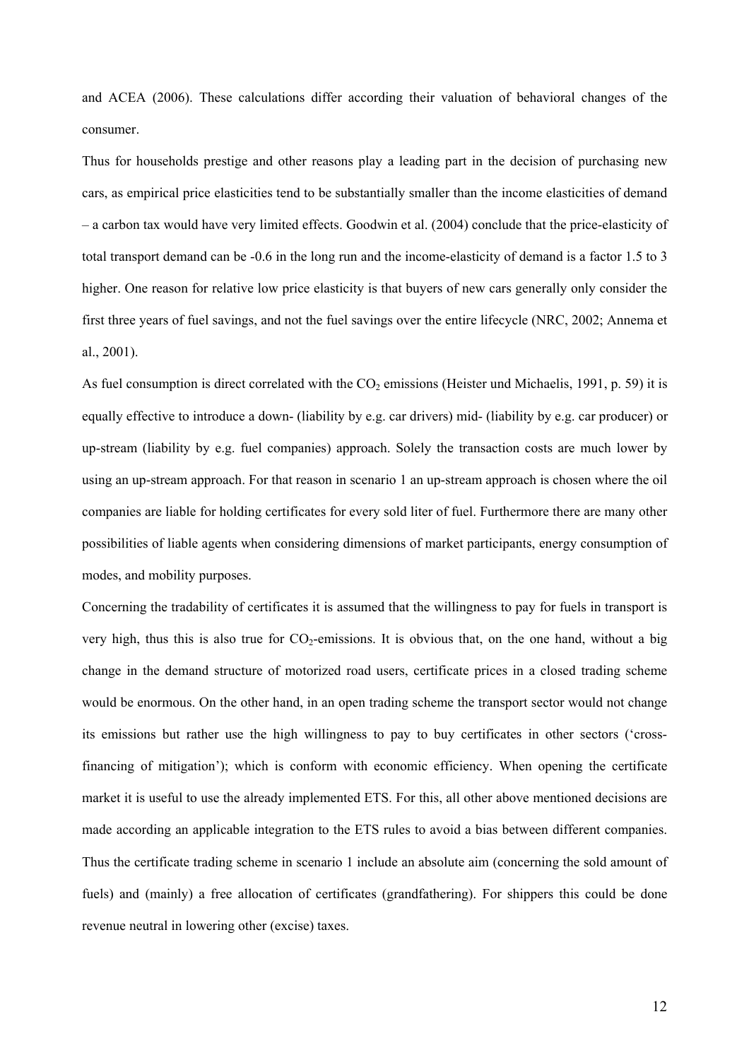and ACEA (2006). These calculations differ according their valuation of behavioral changes of the consumer.

Thus for households prestige and other reasons play a leading part in the decision of purchasing new cars, as empirical price elasticities tend to be substantially smaller than the income elasticities of demand – a carbon tax would have very limited effects. Goodwin et al. (2004) conclude that the price-elasticity of total transport demand can be -0.6 in the long run and the income-elasticity of demand is a factor 1.5 to 3 higher. One reason for relative low price elasticity is that buyers of new cars generally only consider the first three years of fuel savings, and not the fuel savings over the entire lifecycle (NRC, 2002; Annema et al., 2001).

As fuel consumption is direct correlated with the $CO_2$ emissions (Heister und Michaelis, 1991, p. 59) it is equally effective to introduce a down- (liability by e.g. car drivers) mid- (liability by e.g. car producer) or up-stream (liability by e.g. fuel companies) approach. Solely the transaction costs are much lower by using an up-stream approach. For that reason in scenario 1 an up-stream approach is chosen where the oil companies are liable for holding certificates for every sold liter of fuel. Furthermore there are many other possibilities of liable agents when considering dimensions of market participants, energy consumption of modes, and mobility purposes.

Concerning the tradability of certificates it is assumed that the willingness to pay for fuels in transport is very high, thus this is also true for $CO_2$-emissions. It is obvious that, on the one hand, without a big change in the demand structure of motorized road users, certificate prices in a closed trading scheme would be enormous. On the other hand, in an open trading scheme the transport sector would not change its emissions but rather use the high willingness to pay to buy certificates in other sectors ('cross-financing of mitigation'); which is conform with economic efficiency. When opening the certificate market it is useful to use the already implemented ETS. For this, all other above mentioned decisions are made according an applicable integration to the ETS rules to avoid a bias between different companies. Thus the certificate trading scheme in scenario 1 include an absolute aim (concerning the sold amount of fuels) and (mainly) a free allocation of certificates (grandfathering). For shippers this could be done revenue neutral in lowering other (excise) taxes.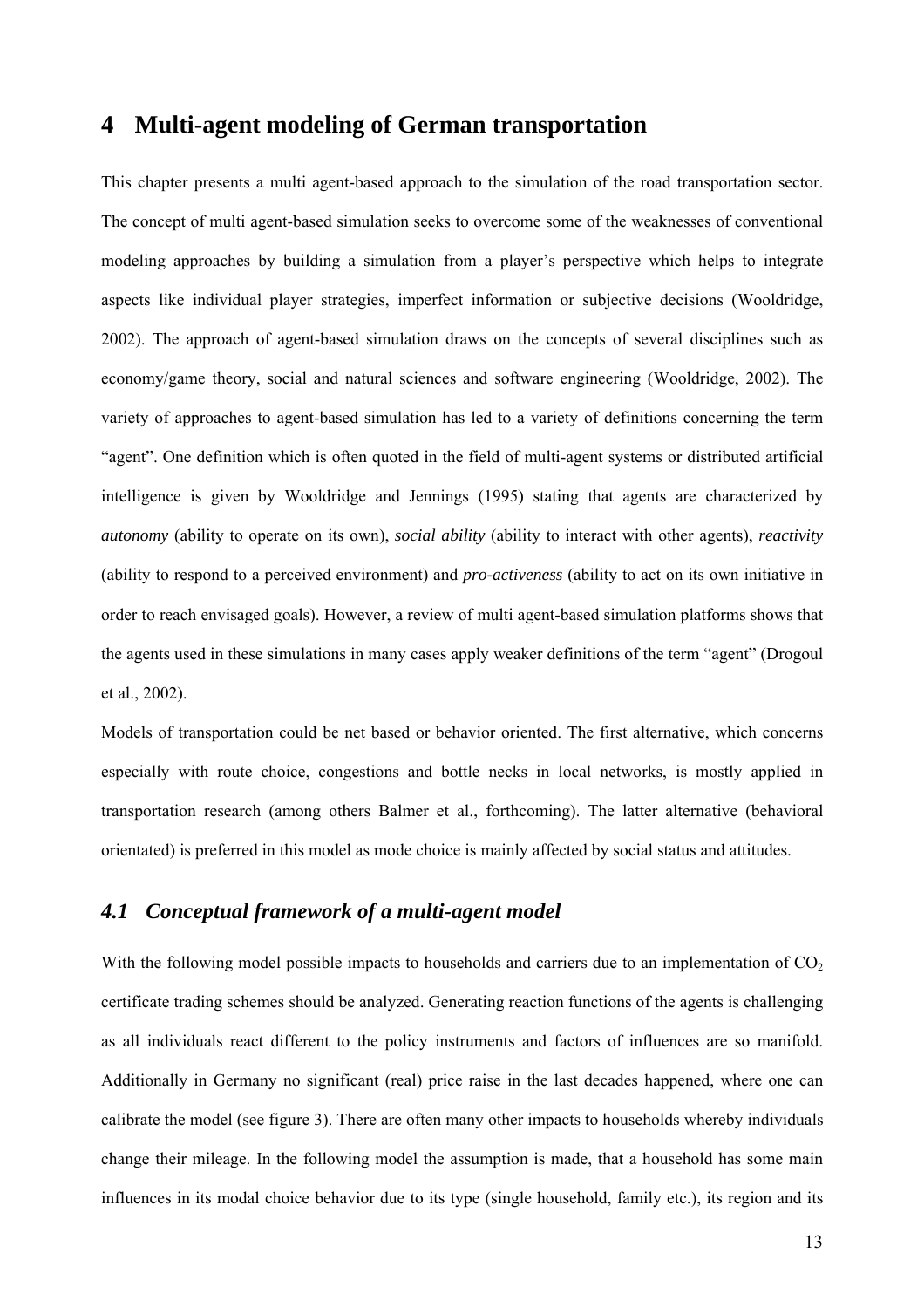# 4 Multi-agent modeling of German transportation

This chapter presents a multi agent-based approach to the simulation of the road transportation sector. The concept of multi agent-based simulation seeks to overcome some of the weaknesses of conventional modeling approaches by building a simulation from a player's perspective which helps to integrate aspects like individual player strategies, imperfect information or subjective decisions (Wooldridge, 2002). The approach of agent-based simulation draws on the concepts of several disciplines such as economy/game theory, social and natural sciences and software engineering (Wooldridge, 2002). The variety of approaches to agent-based simulation has led to a variety of definitions concerning the term "agent". One definition which is often quoted in the field of multi-agent systems or distributed artificial intelligence is given by Wooldridge and Jennings (1995) stating that agents are characterized by *autonomy* (ability to operate on its own), *social ability* (ability to interact with other agents), *reactivity* (ability to respond to a perceived environment) and *pro-activeness* (ability to act on its own initiative in order to reach envisaged goals). However, a review of multi agent-based simulation platforms shows that the agents used in these simulations in many cases apply weaker definitions of the term "agent" (Drogoul et al., 2002).

Models of transportation could be net based or behavior oriented. The first alternative, which concerns especially with route choice, congestions and bottle necks in local networks, is mostly applied in transportation research (among others Balmer et al., forthcoming). The latter alternative (behavioral orientated) is preferred in this model as mode choice is mainly affected by social status and attitudes.

## *4.1 Conceptual framework of a multi-agent model*

With the following model possible impacts to households and carriers due to an implementation of $CO_2$ certificate trading schemes should be analyzed. Generating reaction functions of the agents is challenging as all individuals react different to the policy instruments and factors of influences are so manifold. Additionally in Germany no significant (real) price raise in the last decades happened, where one can calibrate the model (see figure 3). There are often many other impacts to households whereby individuals change their mileage. In the following model the assumption is made, that a household has some main influences in its modal choice behavior due to its type (single household, family etc.), its region and its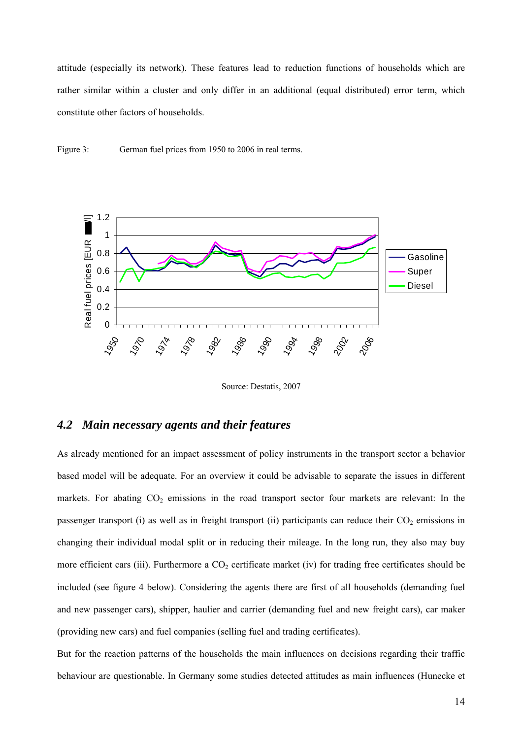attitude (especially its network). These features lead to reduction functions of households which are rather similar within a cluster and only differ in an additional (equal distributed) error term, which constitute other factors of households.

Figure 3: German fuel prices from 1950 to 2006 in real terms.

Source: Destatis, 2007

## *4.2 Main necessary agents and their features*

As already mentioned for an impact assessment of policy instruments in the transport sector a behavior based model will be adequate. For an overview it could be advisable to separate the issues in different markets. For abating $CO_2$ emissions in the road transport sector four markets are relevant: In the passenger transport (i) as well as in freight transport (ii) participants can reduce their $CO_2$ emissions in changing their individual modal split or in reducing their mileage. In the long run, they also may buy more efficient cars (iii). Furthermore a $CO_2$ certificate market (iv) for trading free certificates should be included (see figure 4 below). Considering the agents there are first of all households (demanding fuel and new passenger cars), shipper, haulier and carrier (demanding fuel and new freight cars), car maker (providing new cars) and fuel companies (selling fuel and trading certificates).

But for the reaction patterns of the households the main influences on decisions regarding their traffic behaviour are questionable. In Germany some studies detected attitudes as main influences (Hunecke et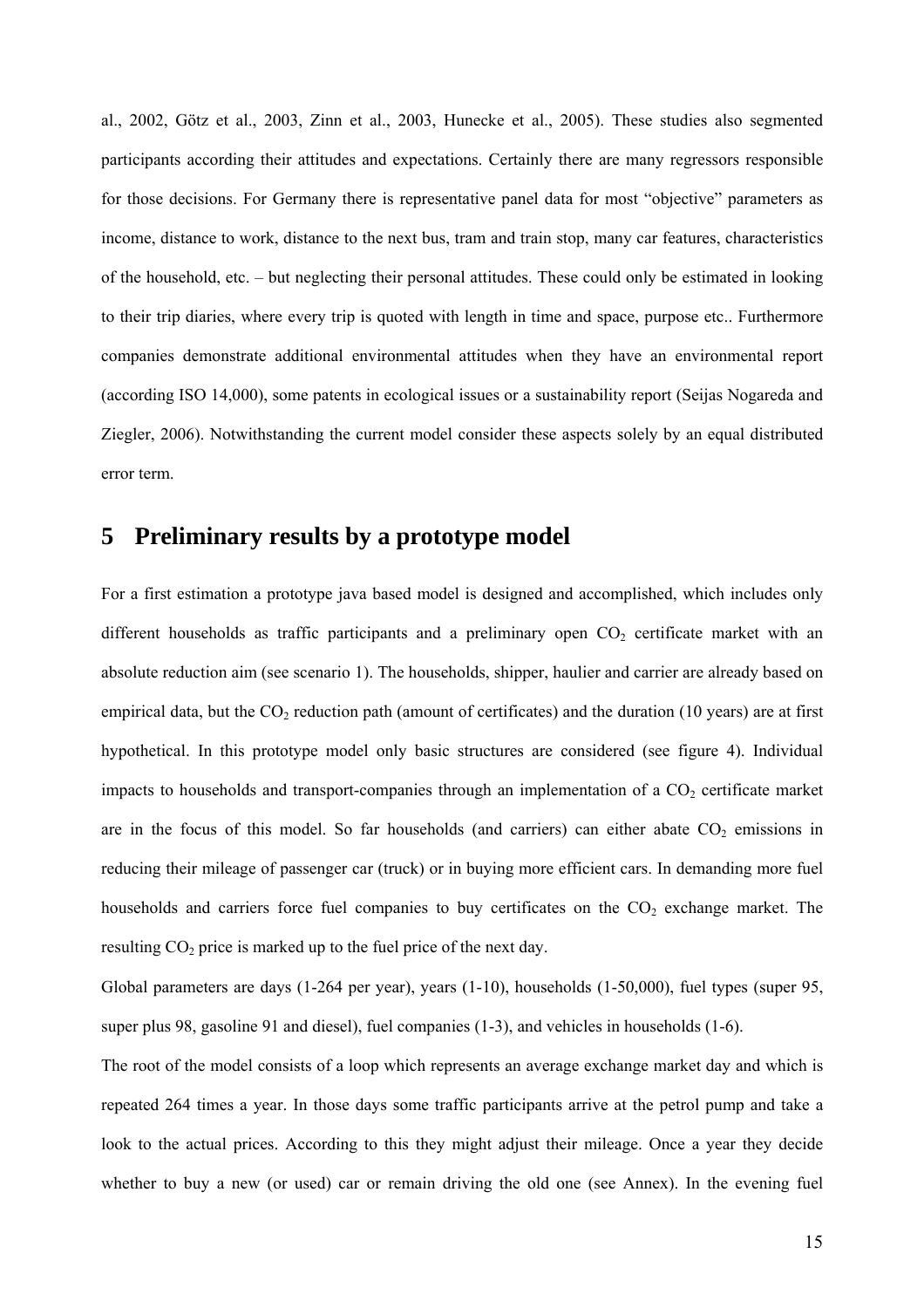al., 2002, Götz et al., 2003, Zinn et al., 2003, Hunecke et al., 2005). These studies also segmented participants according their attitudes and expectations. Certainly there are many regressors responsible for those decisions. For Germany there is representative panel data for most "objective" parameters as income, distance to work, distance to the next bus, tram and train stop, many car features, characteristics of the household, etc. – but neglecting their personal attitudes. These could only be estimated in looking to their trip diaries, where every trip is quoted with length in time and space, purpose etc.. Furthermore companies demonstrate additional environmental attitudes when they have an environmental report (according ISO 14,000), some patents in ecological issues or a sustainability report (Seijas Nogareda and Ziegler, 2006). Notwithstanding the current model consider these aspects solely by an equal distributed error term.

# 5 Preliminary results by a prototype model

For a first estimation a prototype java based model is designed and accomplished, which includes only different households as traffic participants and a preliminary open $CO_2$ certificate market with an absolute reduction aim (see scenario 1). The households, shipper, haulier and carrier are already based on empirical data, but the $CO_2$ reduction path (amount of certificates) and the duration (10 years) are at first hypothetical. In this prototype model only basic structures are considered (see figure 4). Individual impacts to households and transport-companies through an implementation of a $CO_2$ certificate market are in the focus of this model. So far households (and carriers) can either abate $CO_2$ emissions in reducing their mileage of passenger car (truck) or in buying more efficient cars. In demanding more fuel households and carriers force fuel companies to buy certificates on the $CO_2$ exchange market. The resulting $CO_2$ price is marked up to the fuel price of the next day.

Global parameters are days (1-264 per year), years (1-10), households (1-50,000), fuel types (super 95, super plus 98, gasoline 91 and diesel), fuel companies (1-3), and vehicles in households (1-6).

The root of the model consists of a loop which represents an average exchange market day and which is repeated 264 times a year. In those days some traffic participants arrive at the petrol pump and take a look to the actual prices. According to this they might adjust their mileage. Once a year they decide whether to buy a new (or used) car or remain driving the old one (see Annex). In the evening fuel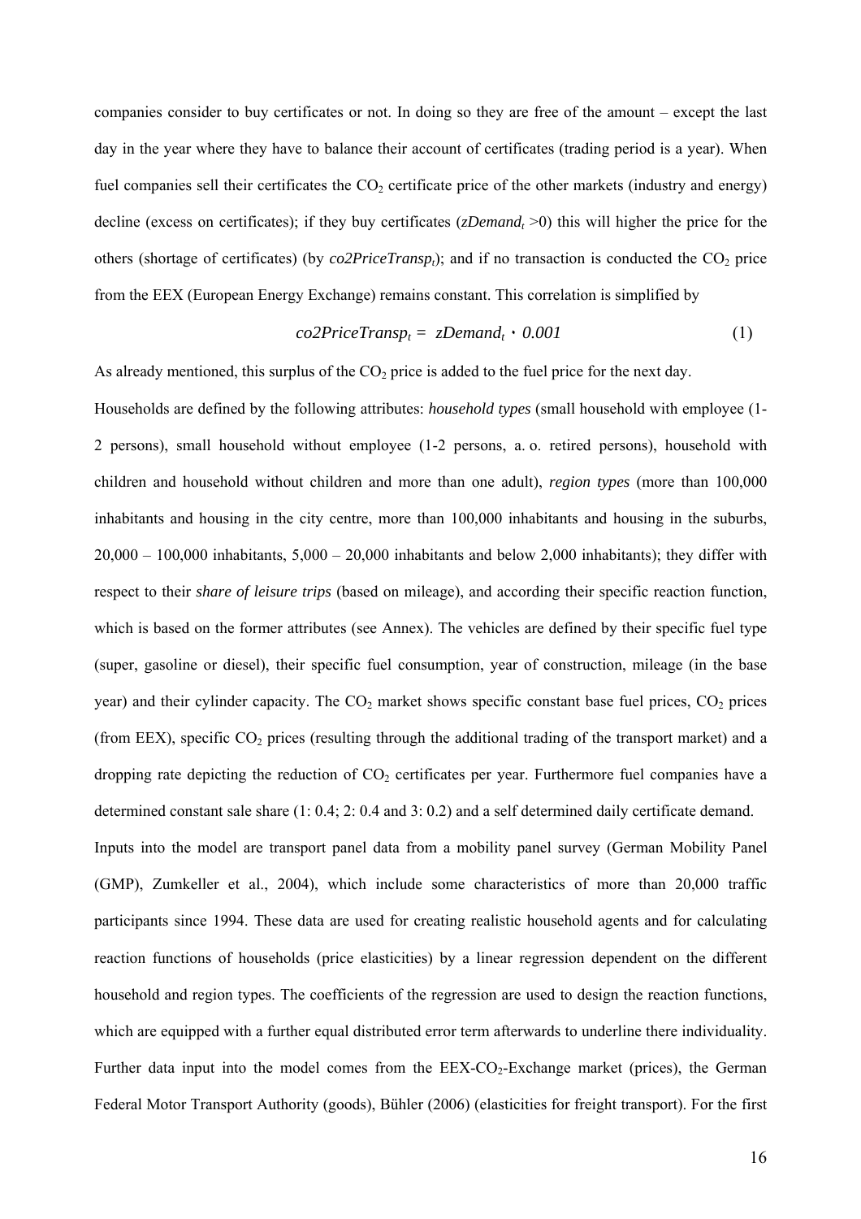companies consider to buy certificates or not. In doing so they are free of the amount – except the last day in the year where they have to balance their account of certificates (trading period is a year). When fuel companies sell their certificates the $CO_2$ certificate price of the other markets (industry and energy) decline (excess on certificates); if they buy certificates ($zDemand_t > 0$) this will higher the price for the others (shortage of certificates) (by $co2PriceTransp_t$); and if no transaction is conducted the $CO_2$ price from the EEX (European Energy Exchange) remains constant. This correlation is simplified by

$$co2PriceTransp_t = zDemand_t \cdot 0.001 \qquad (1)$$

As already mentioned, this surplus of the $CO_2$ price is added to the fuel price for the next day.

Households are defined by the following attributes: *household types* (small household with employee (1-2 persons), small household without employee (1-2 persons, a. o. retired persons), household with children and household without children and more than one adult), *region types* (more than 100,000 inhabitants and housing in the city centre, more than 100,000 inhabitants and housing in the suburbs, 20,000 – 100,000 inhabitants, 5,000 – 20,000 inhabitants and below 2,000 inhabitants); they differ with respect to their *share of leisure trips* (based on mileage), and according their specific reaction function, which is based on the former attributes (see Annex). The vehicles are defined by their specific fuel type (super, gasoline or diesel), their specific fuel consumption, year of construction, mileage (in the base year) and their cylinder capacity. The $CO_2$ market shows specific constant base fuel prices, $CO_2$ prices (from EEX), specific $CO_2$ prices (resulting through the additional trading of the transport market) and a dropping rate depicting the reduction of $CO_2$ certificates per year. Furthermore fuel companies have a determined constant sale share (1: 0.4; 2: 0.4 and 3: 0.2) and a self determined daily certificate demand.

Inputs into the model are transport panel data from a mobility panel survey (German Mobility Panel (GMP), Zumkeller et al., 2004), which include some characteristics of more than 20,000 traffic participants since 1994. These data are used for creating realistic household agents and for calculating reaction functions of households (price elasticities) by a linear regression dependent on the different household and region types. The coefficients of the regression are used to design the reaction functions, which are equipped with a further equal distributed error term afterwards to underline there individuality. Further data input into the model comes from the EEX-$CO_2$-Exchange market (prices), the German Federal Motor Transport Authority (goods), Bühler (2006) (elasticities for freight transport). For the first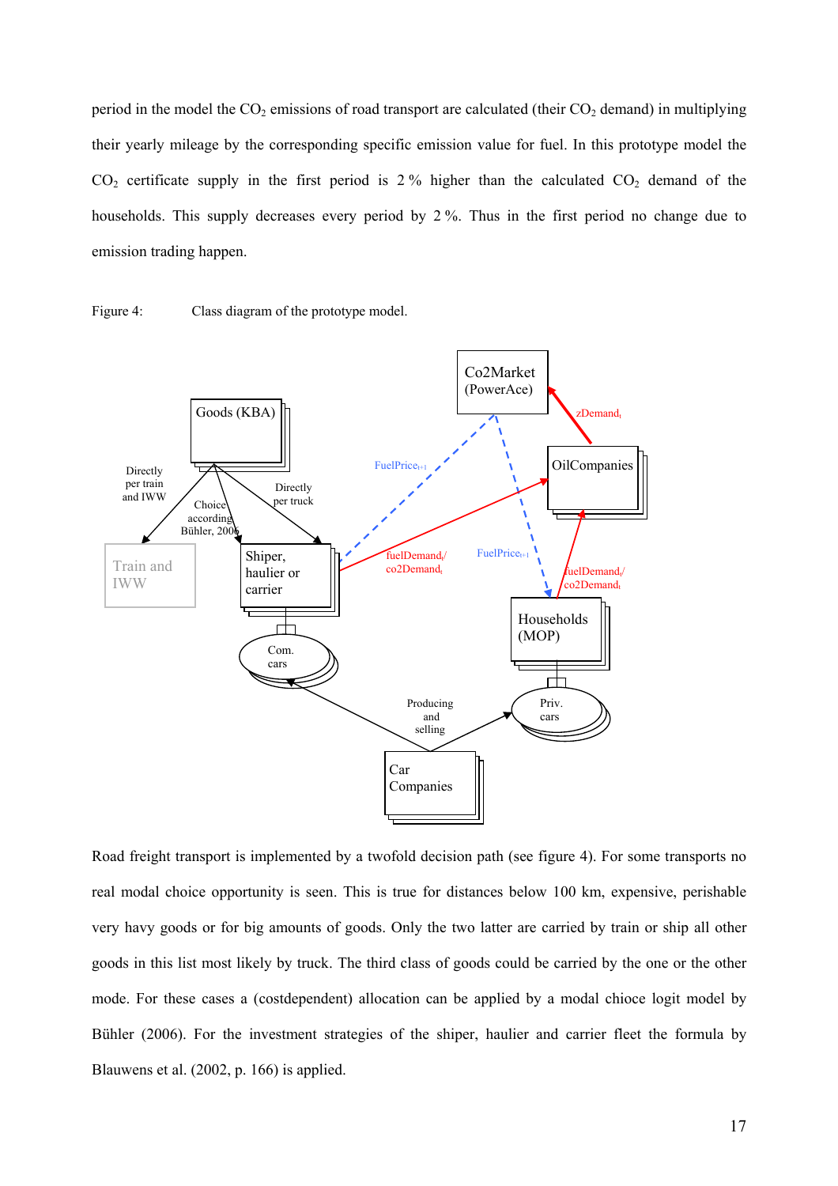period in the model the $CO_2$ emissions of road transport are calculated (their $CO_2$ demand) in multiplying their yearly mileage by the corresponding specific emission value for fuel. In this prototype model the $CO_2$ certificate supply in the first period is 2 % higher than the calculated $CO_2$ demand of the households. This supply decreases every period by 2 %. Thus in the first period no change due to emission trading happen.

Figure 4: Class diagram of the prototype model.

Road freight transport is implemented by a twofold decision path (see figure 4). For some transports no real modal choice opportunity is seen. This is true for distances below 100 km, expensive, perishable very havy goods or for big amounts of goods. Only the two latter are carried by train or ship all other goods in this list most likely by truck. The third class of goods could be carried by the one or the other mode. For these cases a (costdependent) allocation can be applied by a modal chioce logit model by Bühler (2006). For the investment strategies of the shiper, haulier and carrier fleet the formula by Blauwens et al. (2002, p. 166) is applied.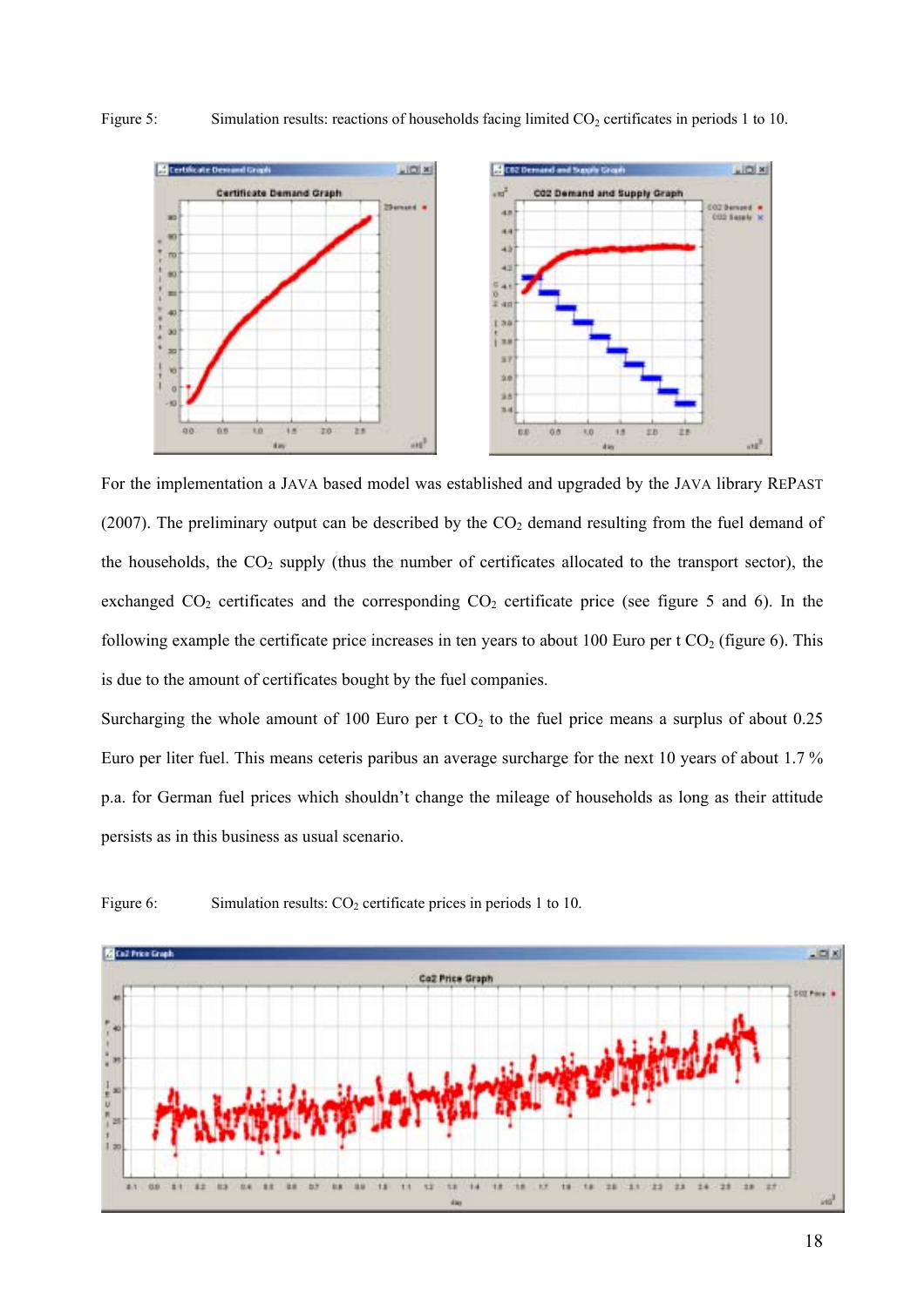Figure 5: Simulation results: reactions of households facing limited $CO_2$ certificates in periods 1 to 10.

For the implementation a JAVA based model was established and upgraded by the JAVA library REPAST (2007). The preliminary output can be described by the $CO_2$ demand resulting from the fuel demand of the households, the $CO_2$ supply (thus the number of certificates allocated to the transport sector), the exchanged $CO_2$ certificates and the corresponding $CO_2$ certificate price (see figure 5 and 6). In the following example the certificate price increases in ten years to about 100 Euro per t $CO_2$ (figure 6). This is due to the amount of certificates bought by the fuel companies.

Surcharging the whole amount of 100 Euro per t $CO_2$ to the fuel price means a surplus of about 0.25 Euro per liter fuel. This means ceteris paribus an average surcharge for the next 10 years of about 1.7 % p.a. for German fuel prices which shouldn't change the mileage of households as long as their attitude persists as in this business as usual scenario.

Figure 6: Simulation results: $CO_2$ certificate prices in periods 1 to 10.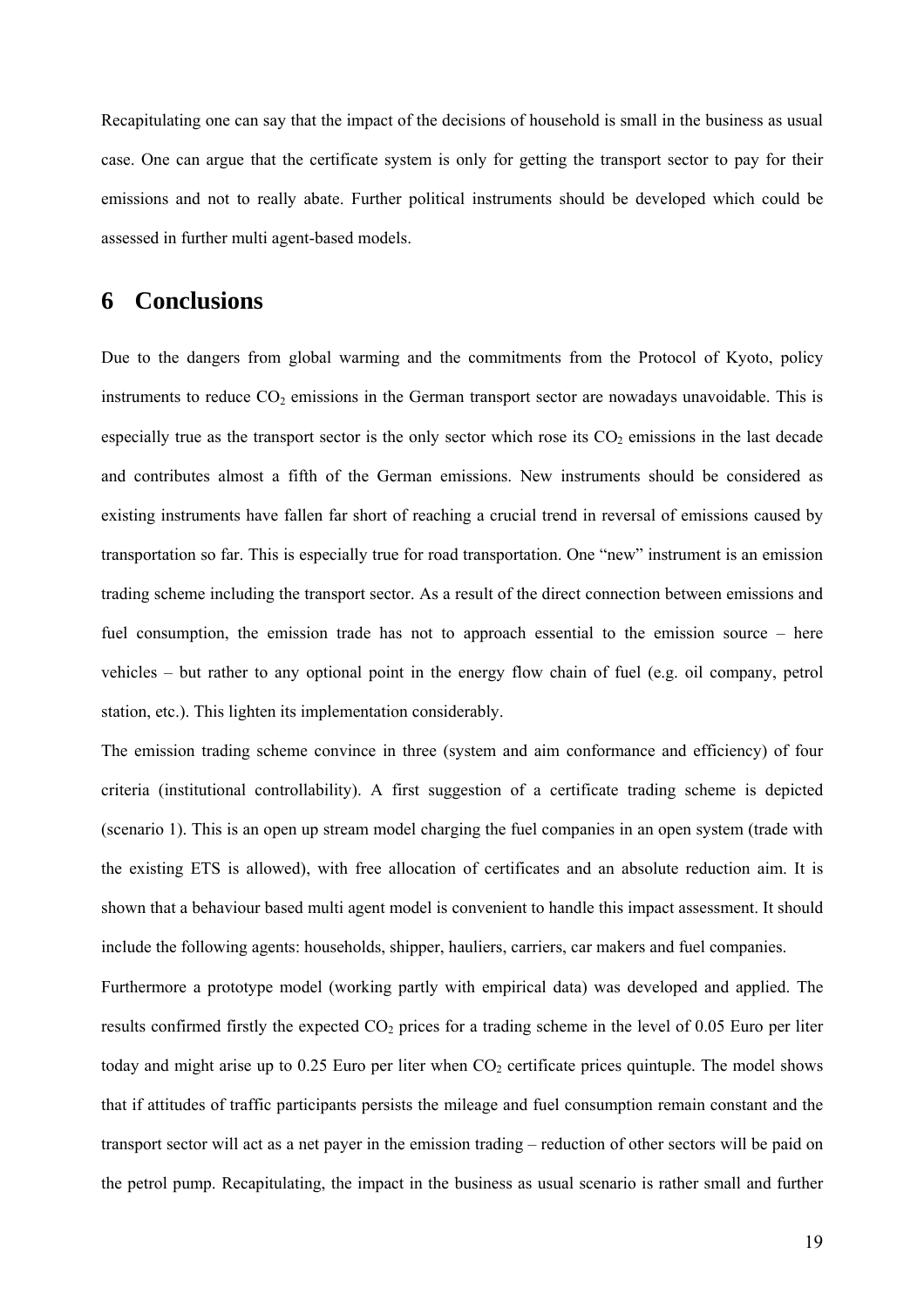Recapitulating one can say that the impact of the decisions of household is small in the business as usual case. One can argue that the certificate system is only for getting the transport sector to pay for their emissions and not to really abate. Further political instruments should be developed which could be assessed in further multi agent-based models.

# 6 Conclusions

Due to the dangers from global warming and the commitments from the Protocol of Kyoto, policy instruments to reduce $CO_2$ emissions in the German transport sector are nowadays unavoidable. This is especially true as the transport sector is the only sector which rose its $CO_2$ emissions in the last decade and contributes almost a fifth of the German emissions. New instruments should be considered as existing instruments have fallen far short of reaching a crucial trend in reversal of emissions caused by transportation so far. This is especially true for road transportation. One "new" instrument is an emission trading scheme including the transport sector. As a result of the direct connection between emissions and fuel consumption, the emission trade has not to approach essential to the emission source – here vehicles – but rather to any optional point in the energy flow chain of fuel (e.g. oil company, petrol station, etc.). This lighten its implementation considerably.

The emission trading scheme convince in three (system and aim conformance and efficiency) of four criteria (institutional controllability). A first suggestion of a certificate trading scheme is depicted (scenario 1). This is an open up stream model charging the fuel companies in an open system (trade with the existing ETS is allowed), with free allocation of certificates and an absolute reduction aim. It is shown that a behaviour based multi agent model is convenient to handle this impact assessment. It should include the following agents: households, shipper, hauliers, carriers, car makers and fuel companies.

Furthermore a prototype model (working partly with empirical data) was developed and applied. The results confirmed firstly the expected $CO_2$ prices for a trading scheme in the level of 0.05 Euro per liter today and might arise up to 0.25 Euro per liter when $CO_2$ certificate prices quintuple. The model shows that if attitudes of traffic participants persists the mileage and fuel consumption remain constant and the transport sector will act as a net payer in the emission trading – reduction of other sectors will be paid on the petrol pump. Recapitulating, the impact in the business as usual scenario is rather small and further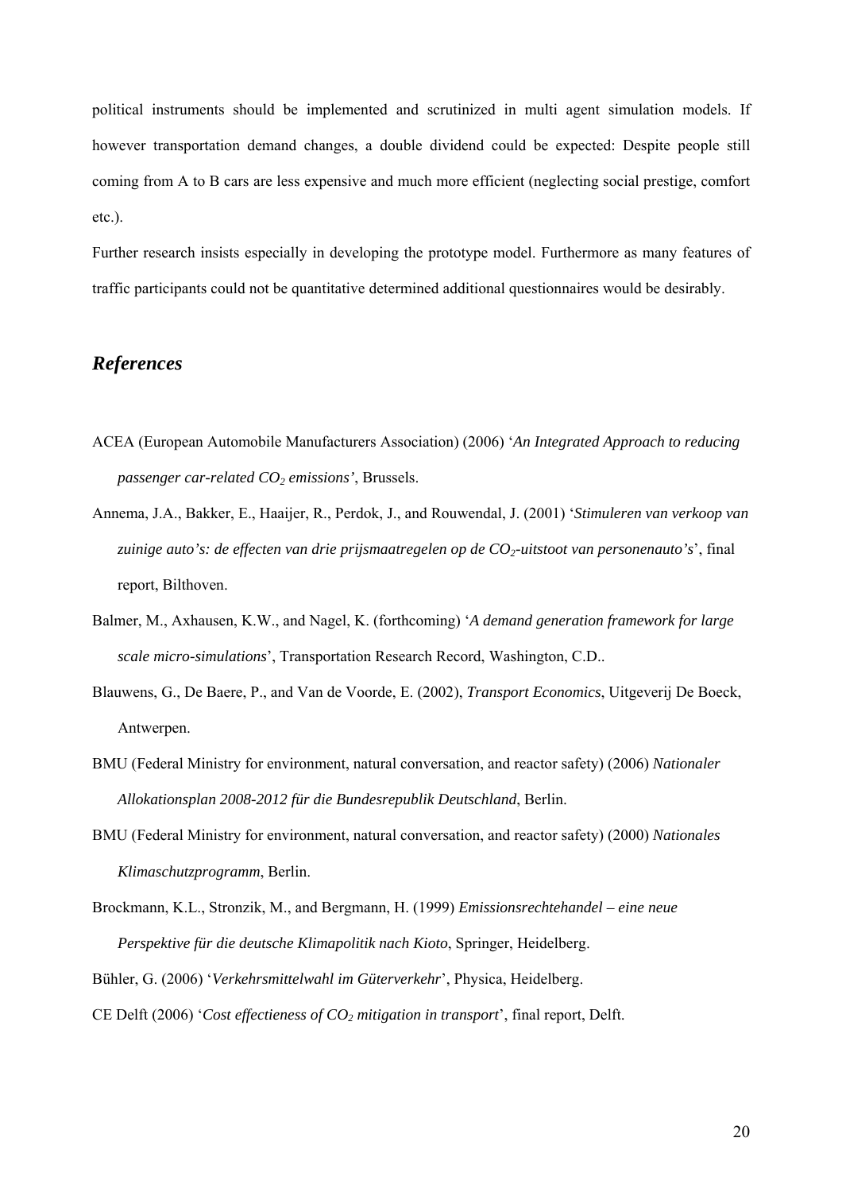political instruments should be implemented and scrutinized in multi agent simulation models. If however transportation demand changes, a double dividend could be expected: Despite people still coming from A to B cars are less expensive and much more efficient (neglecting social prestige, comfort etc.).

Further research insists especially in developing the prototype model. Furthermore as many features of traffic participants could not be quantitative determined additional questionnaires would be desirably.

## *References*

ACEA (European Automobile Manufacturers Association) (2006) '*An Integrated Approach to reducing passenger car-related $CO_2$ emissions'*, Brussels.

Annema, J.A., Bakker, E., Haaijer, R., Perdok, J., and Rouwendal, J. (2001) '*Stimuleren van verkoop van zuinige auto's: de effecten van drie prijsmaatregelen op de $CO_2$-uitstoot van personenauto's*', final report, Bilthoven.

Balmer, M., Axhausen, K.W., and Nagel, K. (forthcoming) '*A demand generation framework for large scale micro-simulations*', Transportation Research Record, Washington, C.D..

Blauwens, G., De Baere, P., and Van de Voorde, E. (2002), *Transport Economics*, Uitgeverij De Boeck, Antwerpen.

BMU (Federal Ministry for environment, natural conversation, and reactor safety) (2006) *Nationaler Allokationsplan 2008-2012 für die Bundesrepublik Deutschland*, Berlin.

BMU (Federal Ministry for environment, natural conversation, and reactor safety) (2000) *Nationales Klimaschutzprogramm*, Berlin.

Brockmann, K.L., Stronzik, M., and Bergmann, H. (1999) *Emissionsrechtehandel – eine neue Perspektive für die deutsche Klimapolitik nach Kioto*, Springer, Heidelberg.

Bühler, G. (2006) '*Verkehrsmittelwahl im Güterverkehr*', Physica, Heidelberg.

CE Delft (2006) '*Cost effectieness of $CO_2$ mitigation in transport*', final report, Delft.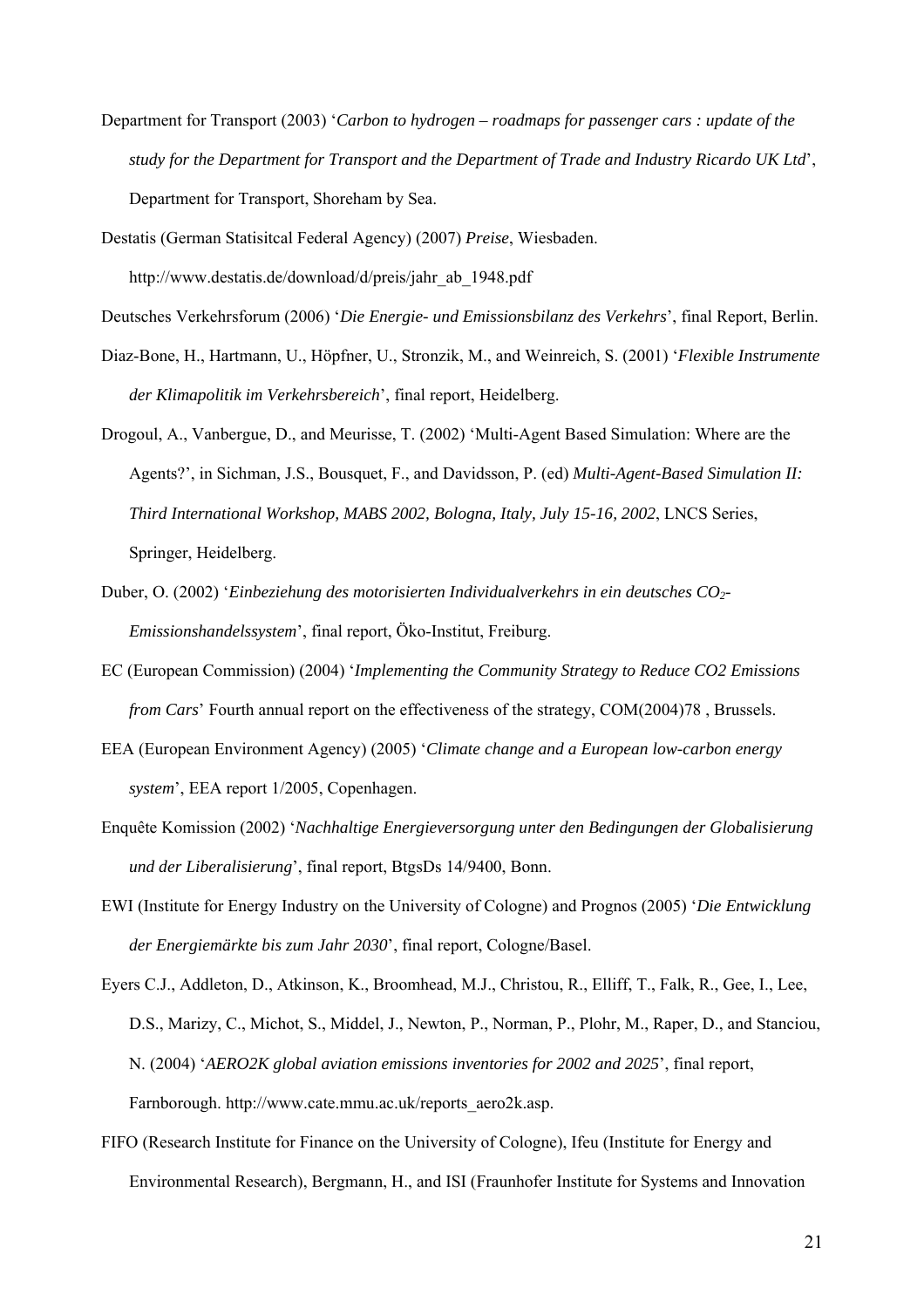Department for Transport (2003) '*Carbon to hydrogen – roadmaps for passenger cars : update of the study for the Department for Transport and the Department of Trade and Industry Ricardo UK Ltd*', Department for Transport, Shoreham by Sea.

Destatis (German Statisitcal Federal Agency) (2007) *Preise*, Wiesbaden. http://www.destatis.de/download/d/preis/jahr_ab_1948.pdf

Deutsches Verkehrsforum (2006) '*Die Energie- und Emissionsbilanz des Verkehrs*', final Report, Berlin.

Diaz-Bone, H., Hartmann, U., Höpfner, U., Stronzik, M., and Weinreich, S. (2001) '*Flexible Instrumente der Klimapolitik im Verkehrsbereich*', final report, Heidelberg.

Drogoul, A., Vanbergue, D., and Meurisse, T. (2002) 'Multi-Agent Based Simulation: Where are the Agents?', in Sichman, J.S., Bousquet, F., and Davidsson, P. (ed) *Multi-Agent-Based Simulation II: Third International Workshop, MABS 2002, Bologna, Italy, July 15-16, 2002*, LNCS Series, Springer, Heidelberg.

Duber, O. (2002) '*Einbeziehung des motorisierten Individualverkehrs in ein deutsches $CO_2$-Emissionshandelssystem*', final report, Öko-Institut, Freiburg.

EC (European Commission) (2004) '*Implementing the Community Strategy to Reduce CO2 Emissions from Cars*' Fourth annual report on the effectiveness of the strategy, COM(2004)78 , Brussels.

EEA (European Environment Agency) (2005) '*Climate change and a European low-carbon energy system*', EEA report 1/2005, Copenhagen.

Enquête Komission (2002) '*Nachhaltige Energieversorgung unter den Bedingungen der Globalisierung und der Liberalisierung*', final report, BtgsDs 14/9400, Bonn.

EWI (Institute for Energy Industry on the University of Cologne) and Prognos (2005) '*Die Entwicklung der Energiemärkte bis zum Jahr 2030*', final report, Cologne/Basel.

Eyers C.J., Addleton, D., Atkinson, K., Broomhead, M.J., Christou, R., Elliff, T., Falk, R., Gee, I., Lee, D.S., Marizy, C., Michot, S., Middel, J., Newton, P., Norman, P., Plohr, M., Raper, D., and Stanciou, N. (2004) '*AERO2K global aviation emissions inventories for 2002 and 2025*', final report, Farnborough. http://www.cate.mmu.ac.uk/reports_aero2k.asp.

FIFO (Research Institute for Finance on the University of Cologne), Ifeu (Institute for Energy and Environmental Research), Bergmann, H., and ISI (Fraunhofer Institute for Systems and Innovation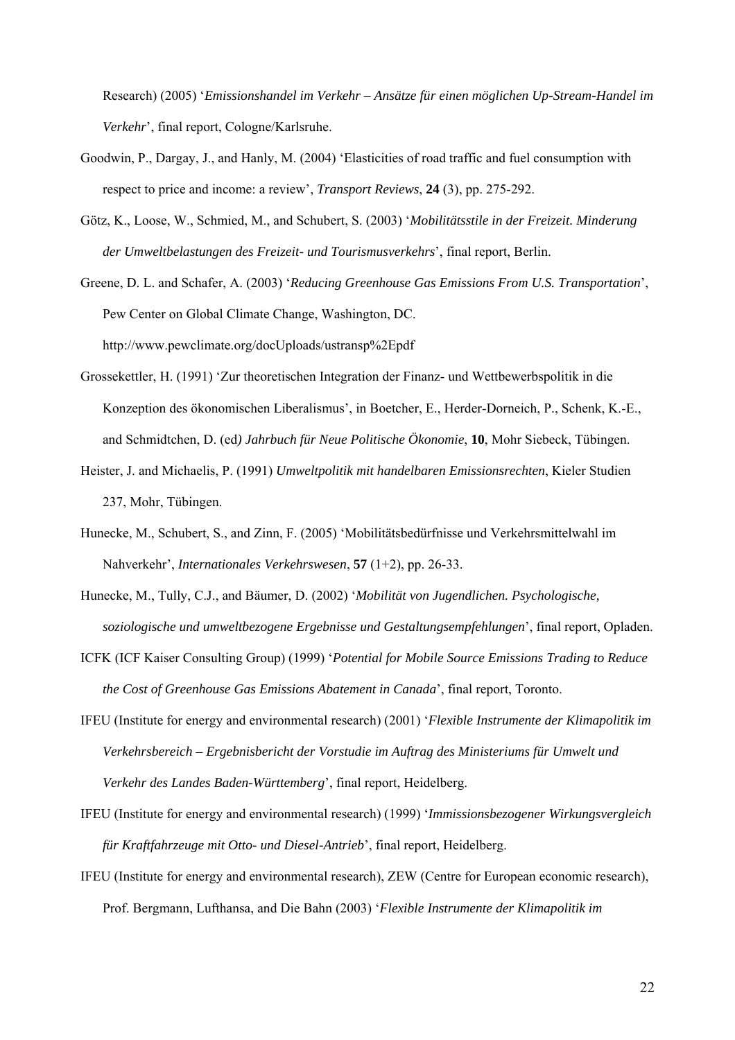Research) (2005) '*Emissionshandel im Verkehr – Ansätze für einen möglichen Up-Stream-Handel im Verkehr*', final report, Cologne/Karlsruhe.

Goodwin, P., Dargay, J., and Hanly, M. (2004) 'Elasticities of road traffic and fuel consumption with respect to price and income: a review', *Transport Reviews*, **24** (3), pp. 275-292.

Götz, K., Loose, W., Schmied, M., and Schubert, S. (2003) '*Mobilitätsstile in der Freizeit. Minderung der Umweltbelastungen des Freizeit- und Tourismusverkehrs*', final report, Berlin.

Greene, D. L. and Schafer, A. (2003) '*Reducing Greenhouse Gas Emissions From U.S. Transportation*', Pew Center on Global Climate Change, Washington, DC. http://www.pewclimate.org/docUploads/ustransp%2Epdf

Grossekettler, H. (1991) 'Zur theoretischen Integration der Finanz- und Wettbewerbspolitik in die Konzeption des ökonomischen Liberalismus', in Boetcher, E., Herder-Dorneich, P., Schenk, K.-E., and Schmidtchen, D. (ed*) Jahrbuch für Neue Politische Ökonomie*, **10**, Mohr Siebeck, Tübingen.

Heister, J. and Michaelis, P. (1991) *Umweltpolitik mit handelbaren Emissionsrechten*, Kieler Studien 237, Mohr, Tübingen.

Hunecke, M., Schubert, S., and Zinn, F. (2005) 'Mobilitätsbedürfnisse und Verkehrsmittelwahl im Nahverkehr', *Internationales Verkehrswesen*, **57** (1+2), pp. 26-33.

Hunecke, M., Tully, C.J., and Bäumer, D. (2002) '*Mobilität von Jugendlichen. Psychologische, soziologische und umweltbezogene Ergebnisse und Gestaltungsempfehlungen*', final report, Opladen.

ICFK (ICF Kaiser Consulting Group) (1999) '*Potential for Mobile Source Emissions Trading to Reduce the Cost of Greenhouse Gas Emissions Abatement in Canada*', final report, Toronto.

IFEU (Institute for energy and environmental research) (2001) '*Flexible Instrumente der Klimapolitik im Verkehrsbereich – Ergebnisbericht der Vorstudie im Auftrag des Ministeriums für Umwelt und Verkehr des Landes Baden-Württemberg*', final report, Heidelberg.

IFEU (Institute for energy and environmental research) (1999) '*Immissionsbezogener Wirkungsvergleich für Kraftfahrzeuge mit Otto- und Diesel-Antrieb*', final report, Heidelberg.

IFEU (Institute for energy and environmental research), ZEW (Centre for European economic research), Prof. Bergmann, Lufthansa, and Die Bahn (2003) '*Flexible Instrumente der Klimapolitik im*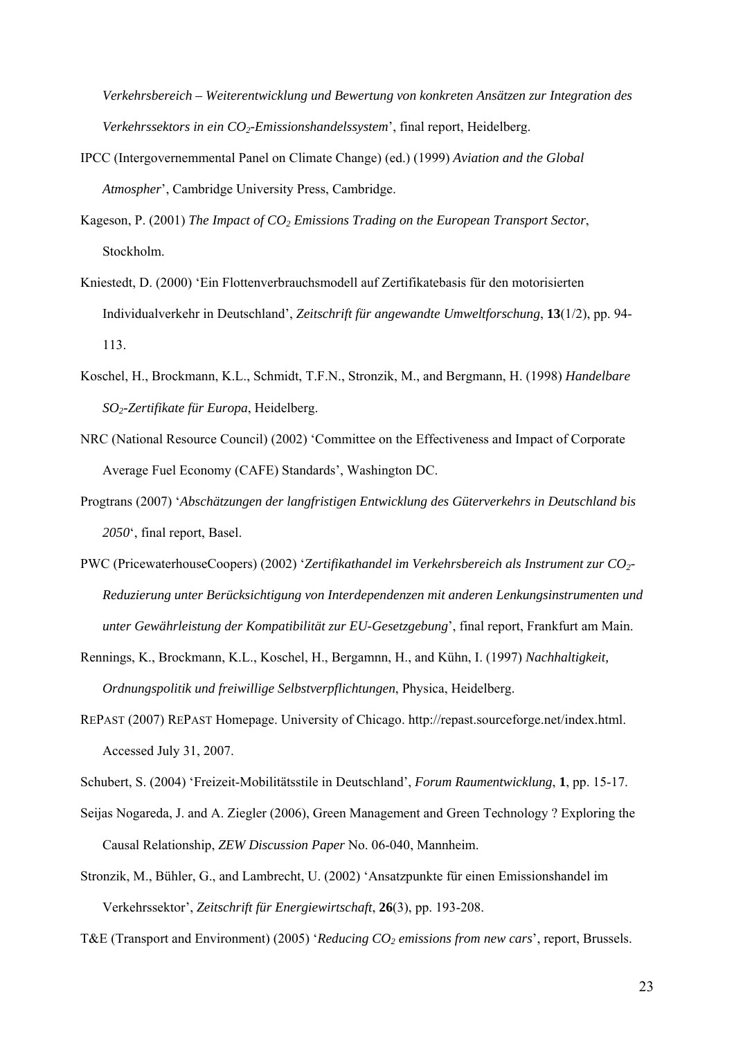*Verkehrsbereich – Weiterentwicklung und Bewertung von konkreten Ansätzen zur Integration des Verkehrssektors in ein $CO_2$-Emissionshandelssystem*', final report, Heidelberg.

IPCC (Intergovernemmental Panel on Climate Change) (ed.) (1999) *Aviation and the Global Atmospher*', Cambridge University Press, Cambridge.

Kageson, P. (2001) *The Impact of $CO_2$ Emissions Trading on the European Transport Sector*, Stockholm.

Kniestedt, D. (2000) 'Ein Flottenverbrauchsmodell auf Zertifikatebasis für den motorisierten Individualverkehr in Deutschland', *Zeitschrift für angewandte Umweltforschung*, **13**(1/2), pp. 94-113.

Koschel, H., Brockmann, K.L., Schmidt, T.F.N., Stronzik, M., and Bergmann, H. (1998) *Handelbare $SO_2$-Zertifikate für Europa*, Heidelberg.

NRC (National Resource Council) (2002) 'Committee on the Effectiveness and Impact of Corporate Average Fuel Economy (CAFE) Standards', Washington DC.

Progtrans (2007) '*Abschätzungen der langfristigen Entwicklung des Güterverkehrs in Deutschland bis 2050*', final report, Basel.

PWC (PricewaterhouseCoopers) (2002) '*Zertifikathandel im Verkehrsbereich als Instrument zur $CO_2$-Reduzierung unter Berücksichtigung von Interdependenzen mit anderen Lenkungsinstrumenten und unter Gewährleistung der Kompatibilität zur EU-Gesetzgebung*', final report, Frankfurt am Main.

Rennings, K., Brockmann, K.L., Koschel, H., Bergamnn, H., and Kühn, I. (1997) *Nachhaltigkeit, Ordnungspolitik und freiwillige Selbstverpflichtungen*, Physica, Heidelberg.

REPAST (2007) REPAST Homepage. University of Chicago. http://repast.sourceforge.net/index.html. Accessed July 31, 2007.

Schubert, S. (2004) 'Freizeit-Mobilitätsstile in Deutschland', *Forum Raumentwicklung*, **1**, pp. 15-17.

Seijas Nogareda, J. and A. Ziegler (2006), Green Management and Green Technology ? Exploring the Causal Relationship, *ZEW Discussion Paper* No. 06-040, Mannheim.

Stronzik, M., Bühler, G., and Lambrecht, U. (2002) 'Ansatzpunkte für einen Emissionshandel im Verkehrssektor', *Zeitschrift für Energiewirtschaft*, **26**(3), pp. 193-208.

T&E (Transport and Environment) (2005) '*Reducing $CO_2$ emissions from new cars*', report, Brussels.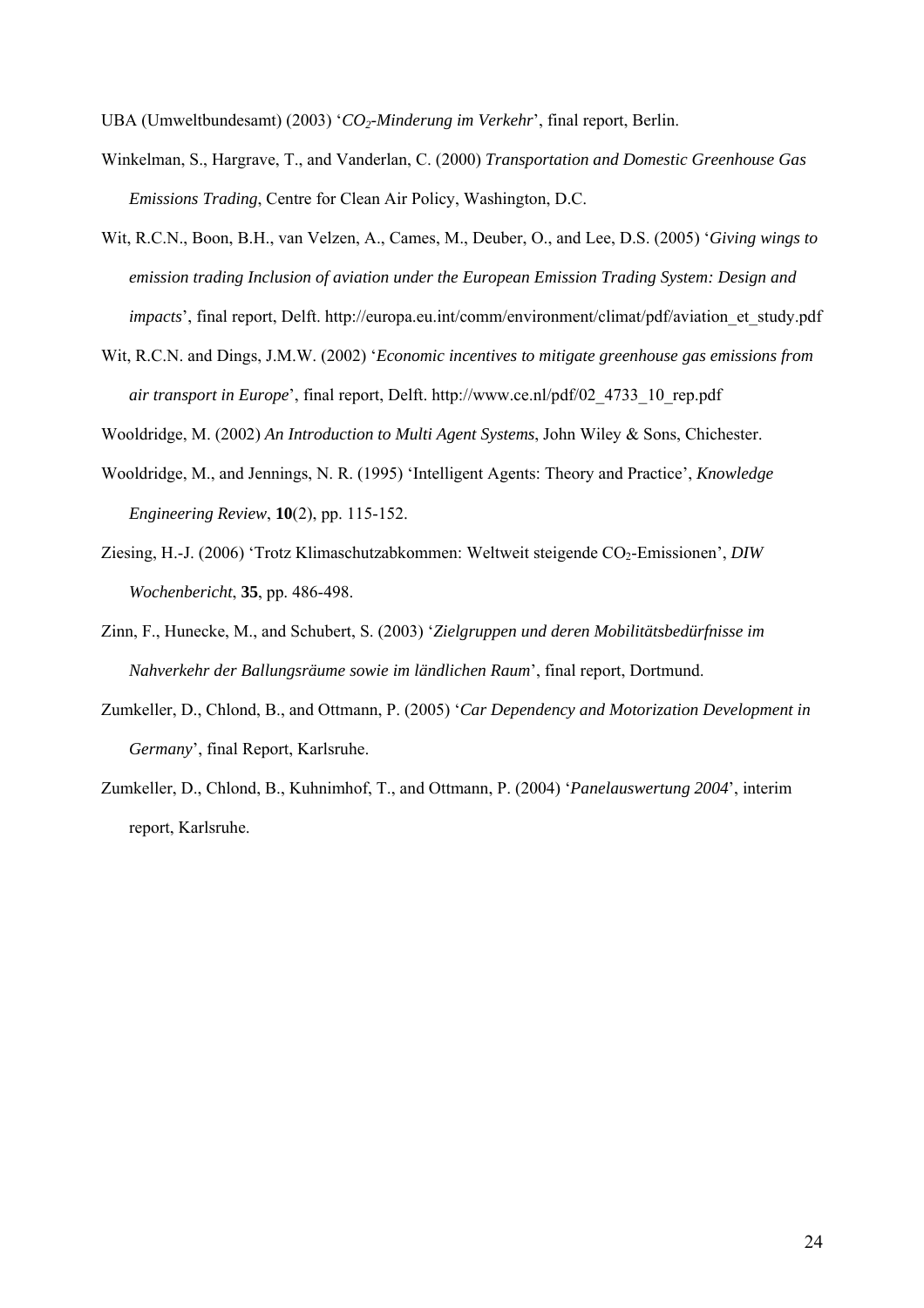UBA (Umweltbundesamt) (2003) '*$CO_2$-Minderung im Verkehr*', final report, Berlin.

Winkelman, S., Hargrave, T., and Vanderlan, C. (2000) *Transportation and Domestic Greenhouse Gas Emissions Trading*, Centre for Clean Air Policy, Washington, D.C.

Wit, R.C.N., Boon, B.H., van Velzen, A., Cames, M., Deuber, O., and Lee, D.S. (2005) '*Giving wings to emission trading Inclusion of aviation under the European Emission Trading System: Design and impacts*', final report, Delft. http://europa.eu.int/comm/environment/climat/pdf/aviation_et_study.pdf

Wit, R.C.N. and Dings, J.M.W. (2002) '*Economic incentives to mitigate greenhouse gas emissions from air transport in Europe*', final report, Delft. http://www.ce.nl/pdf/02_4733_10_rep.pdf

Wooldridge, M. (2002) *An Introduction to Multi Agent Systems*, John Wiley & Sons, Chichester.

Wooldridge, M., and Jennings, N. R. (1995) 'Intelligent Agents: Theory and Practice', *Knowledge Engineering Review*, **10**(2), pp. 115-152.

Ziesing, H.-J. (2006) 'Trotz Klimaschutzabkommen: Weltweit steigende $CO_2$-Emissionen', *DIW Wochenbericht*, **35**, pp. 486-498.

Zinn, F., Hunecke, M., and Schubert, S. (2003) '*Zielgruppen und deren Mobilitätsbedürfnisse im Nahverkehr der Ballungsräume sowie im ländlichen Raum*', final report, Dortmund.

Zumkeller, D., Chlond, B., and Ottmann, P. (2005) '*Car Dependency and Motorization Development in Germany*', final Report, Karlsruhe.

Zumkeller, D., Chlond, B., Kuhnimhof, T., and Ottmann, P. (2004) '*Panelauswertung 2004*', interim report, Karlsruhe.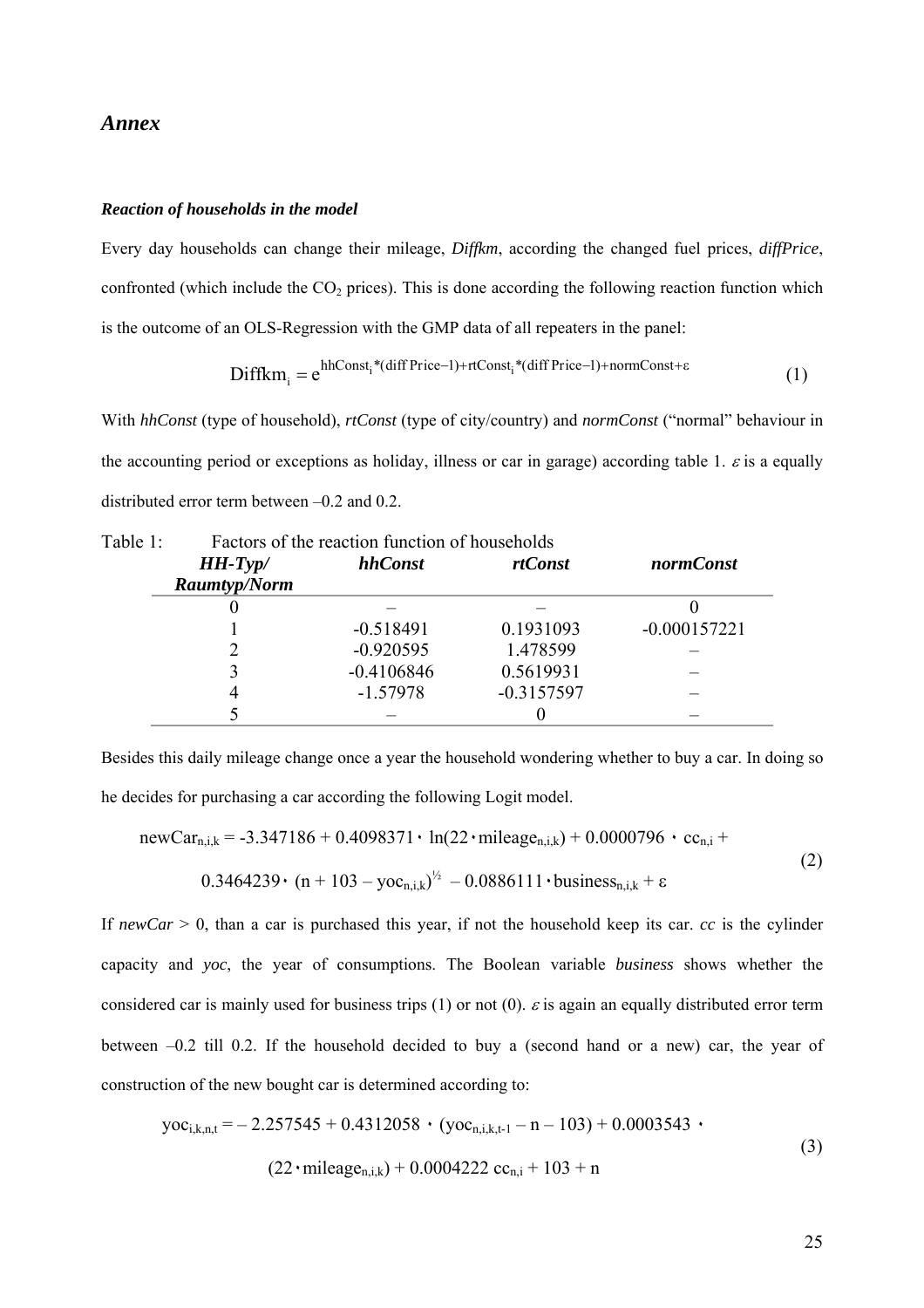## *Annex*

### *Reaction of households in the model*

Every day households can change their mileage, *Diffkm*, according the changed fuel prices, *diffPrice*, confronted (which include the $CO_2$ prices). This is done according the following reaction function which is the outcome of an OLS-Regression with the GMP data of all repeaters in the panel:

$$\text{Diffkm}_i = e^{\text{hhConst}_i * (\text{diff Price} - 1) + \text{rtConst}_i * (\text{diff Price} - 1) + \text{normConst} + \varepsilon} \tag{1}$$

With *hhConst* (type of household), *rtConst* (type of city/country) and *normConst* ("normal" behaviour in the accounting period or exceptions as holiday, illness or car in garage) according table 1. $\varepsilon$ is a equally distributed error term between –0.2 and 0.2.

Table 1: Factors of the reaction function of households

| *HH-Typ/ Raumtyp/Norm* | *hhConst* | *rtConst* | *normConst* |
|---|---|---|---|
| 0 | – | – | 0 |
| 1 | -0.518491 | 0.1931093 | -0.000157221 |
| 2 | -0.920595 | 1.478599 | – |
| 3 | -0.4106846 | 0.5619931 | – |
| 4 | -1.57978 | -0.3157597 | – |
| 5 | – | 0 | – |

Besides this daily mileage change once a year the household wondering whether to buy a car. In doing so he decides for purchasing a car according the following Logit model.

$$\begin{aligned} \text{newCar}_{n,i,k} = {} & -3.347186 + 0.4098371 \cdot \ln(22 \cdot \text{mileage}_{n,i,k}) + 0.0000796 \cdot \text{cc}_{n,i} + \\ & 0.3464239 \cdot (n + 103 - \text{yoc}_{n,i,k})^{\frac{1}{2}} - 0.0886111 \cdot \text{business}_{n,i,k} + \varepsilon \end{aligned} \tag{2}$$

If *newCar* > 0, than a car is purchased this year, if not the household keep its car. *cc* is the cylinder capacity and *yoc*, the year of consumptions. The Boolean variable *business* shows whether the considered car is mainly used for business trips (1) or not (0). $\varepsilon$ is again an equally distributed error term between –0.2 till 0.2. If the household decided to buy a (second hand or a new) car, the year of construction of the new bought car is determined according to:

$$\begin{aligned} \text{yoc}_{i,k,n,t} = {} & -2.257545 + 0.4312058 \cdot (\text{yoc}_{n,i,k,t-1} - n - 103) + 0.0003543 \cdot \\ & (22 \cdot \text{mileage}_{n,i,k}) + 0.0004222\, \text{cc}_{n,i} + 103 + n \end{aligned} \tag{3}$$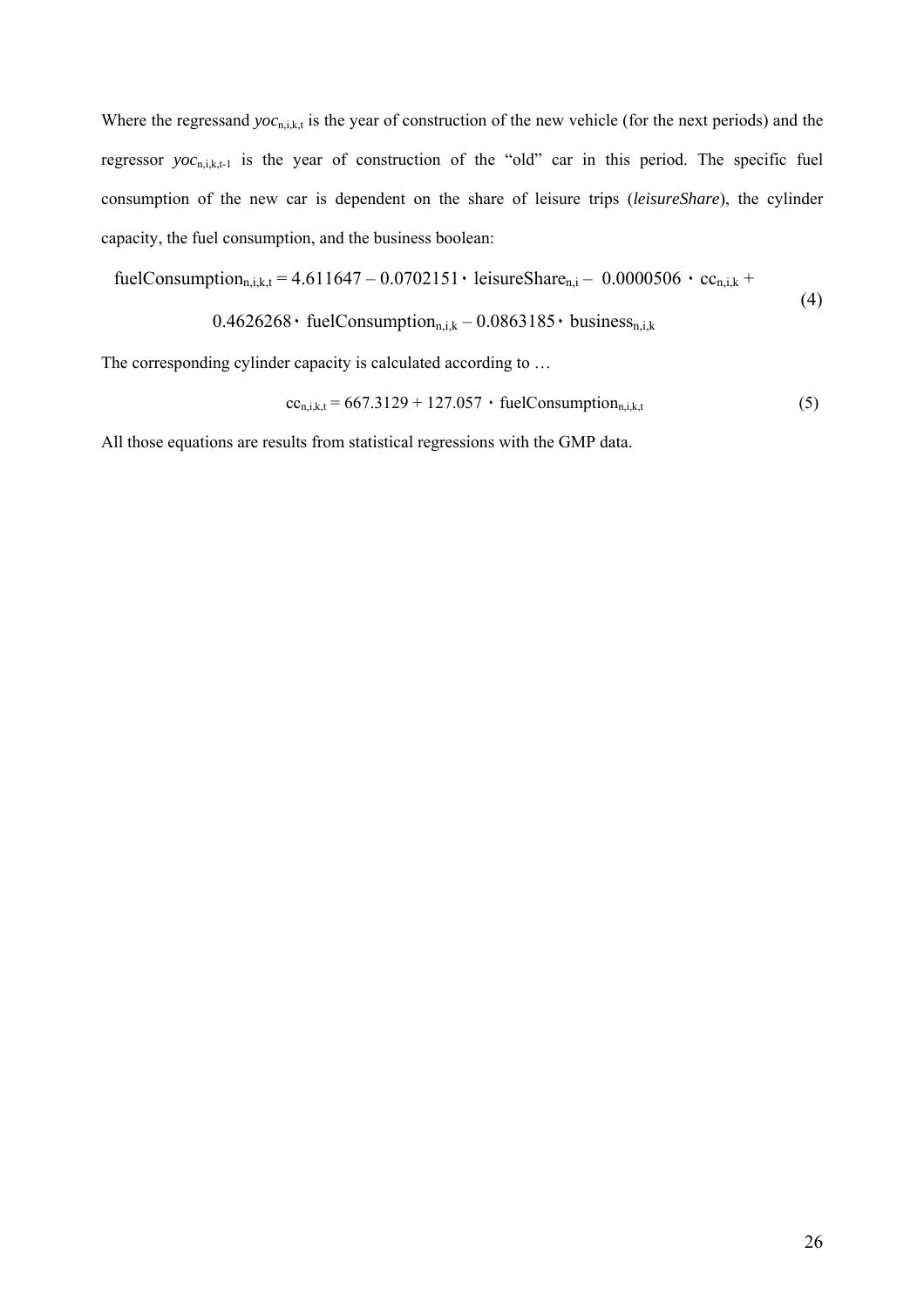Where the regressand $yoc_{n,i,k,t}$ is the year of construction of the new vehicle (for the next periods) and the regressor $yoc_{n,i,k,t-1}$ is the year of construction of the "old" car in this period. The specific fuel consumption of the new car is dependent on the share of leisure trips (*leisureShare*), the cylinder capacity, the fuel consumption, and the business boolean:

$$\text{fuelConsumption}_{n,i,k,t} = 4.611647 - 0.0702151 \cdot \text{leisureShare}_{n,i} - 0.0000506 \cdot \text{cc}_{n,i,k} + 0.4626268 \cdot \text{fuelConsumption}_{n,i,k} - 0.0863185 \cdot \text{business}_{n,i,k} \quad (4)$$

The corresponding cylinder capacity is calculated according to …

$$\text{cc}_{n,i,k,t} = 667.3129 + 127.057 \cdot \text{fuelConsumption}_{n,i,k,t} \quad (5)$$

All those equations are results from statistical regressions with the GMP data.